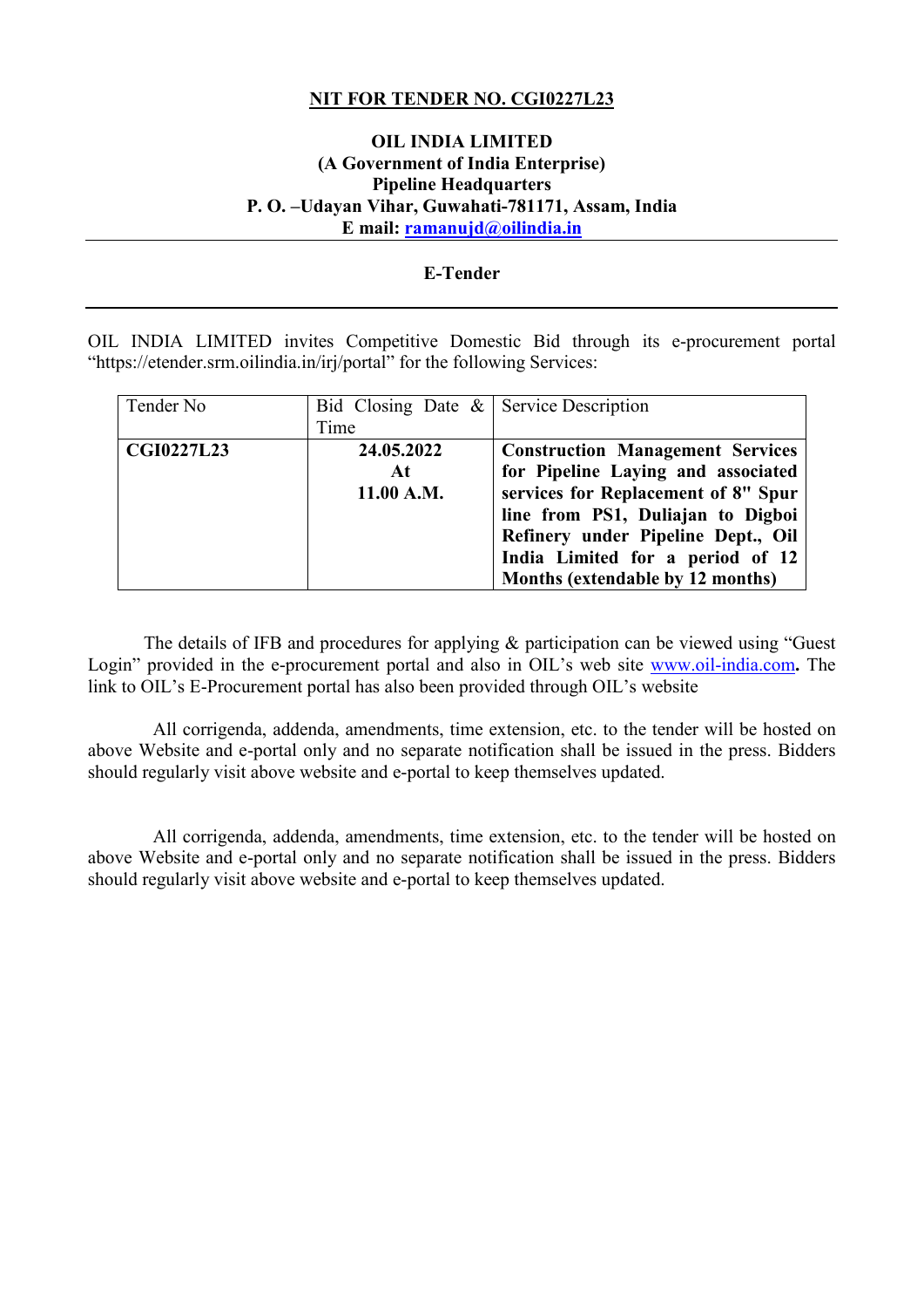**<u>NIT FOR TENDER NO. CGI0227L23</u>**

**OIL INDIA LIMITED**
**(A Government of India Enterprise)**
**Pipeline Headquarters**
**P. O. –Udayan Vihar, Guwahati-781171, Assam, India**
**E mail: ramanujd@oilindia.in**

---

**E-Tender**

---

OIL INDIA LIMITED invites Competitive Domestic Bid through its e-procurement portal "https://etender.srm.oilindia.in/irj/portal" for the following Services:

| Tender No | Bid Closing Date & Time | Service Description |
|---|---|---|
| **CGI0227L23** | **24.05.2022 At 11.00 A.M.** | **Construction Management Services for Pipeline Laying and associated services for Replacement of 8" Spur line from PS1, Duliajan to Digboi Refinery under Pipeline Dept., Oil India Limited for a period of 12 Months (extendable by 12 months)** |

The details of IFB and procedures for applying & participation can be viewed using "Guest Login" provided in the e-procurement portal and also in OIL's web site www.oil-india.com**.** The link to OIL's E-Procurement portal has also been provided through OIL's website

All corrigenda, addenda, amendments, time extension, etc. to the tender will be hosted on above Website and e-portal only and no separate notification shall be issued in the press. Bidders should regularly visit above website and e-portal to keep themselves updated.

All corrigenda, addenda, amendments, time extension, etc. to the tender will be hosted on above Website and e-portal only and no separate notification shall be issued in the press. Bidders should regularly visit above website and e-portal to keep themselves updated.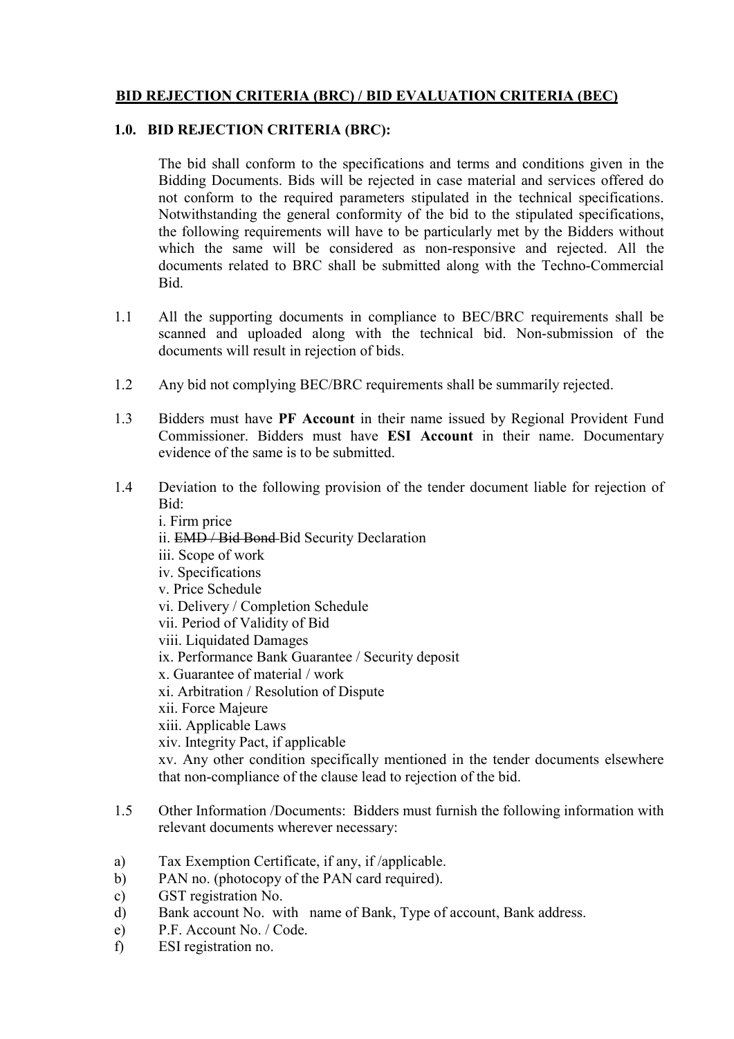# BID REJECTION CRITERIA (BRC) / BID EVALUATION CRITERIA (BEC)

## 1.0. BID REJECTION CRITERIA (BRC):

The bid shall conform to the specifications and terms and conditions given in the Bidding Documents. Bids will be rejected in case material and services offered do not conform to the required parameters stipulated in the technical specifications. Notwithstanding the general conformity of the bid to the stipulated specifications, the following requirements will have to be particularly met by the Bidders without which the same will be considered as non-responsive and rejected. All the documents related to BRC shall be submitted along with the Techno-Commercial Bid.

1.1 All the supporting documents in compliance to BEC/BRC requirements shall be scanned and uploaded along with the technical bid. Non-submission of the documents will result in rejection of bids.

1.2 Any bid not complying BEC/BRC requirements shall be summarily rejected.

1.3 Bidders must have **PF Account** in their name issued by Regional Provident Fund Commissioner. Bidders must have **ESI Account** in their name. Documentary evidence of the same is to be submitted.

1.4 Deviation to the following provision of the tender document liable for rejection of Bid:

i. Firm price
ii. ~~EMD / Bid Bond~~ Bid Security Declaration
iii. Scope of work
iv. Specifications
v. Price Schedule
vi. Delivery / Completion Schedule
vii. Period of Validity of Bid
viii. Liquidated Damages
ix. Performance Bank Guarantee / Security deposit
x. Guarantee of material / work
xi. Arbitration / Resolution of Dispute
xii. Force Majeure
xiii. Applicable Laws
xiv. Integrity Pact, if applicable
xv. Any other condition specifically mentioned in the tender documents elsewhere that non-compliance of the clause lead to rejection of the bid.

1.5 Other Information /Documents: Bidders must furnish the following information with relevant documents wherever necessary:

a) Tax Exemption Certificate, if any, if /applicable.
b) PAN no. (photocopy of the PAN card required).
c) GST registration No.
d) Bank account No. with name of Bank, Type of account, Bank address.
e) P.F. Account No. / Code.
f) ESI registration no.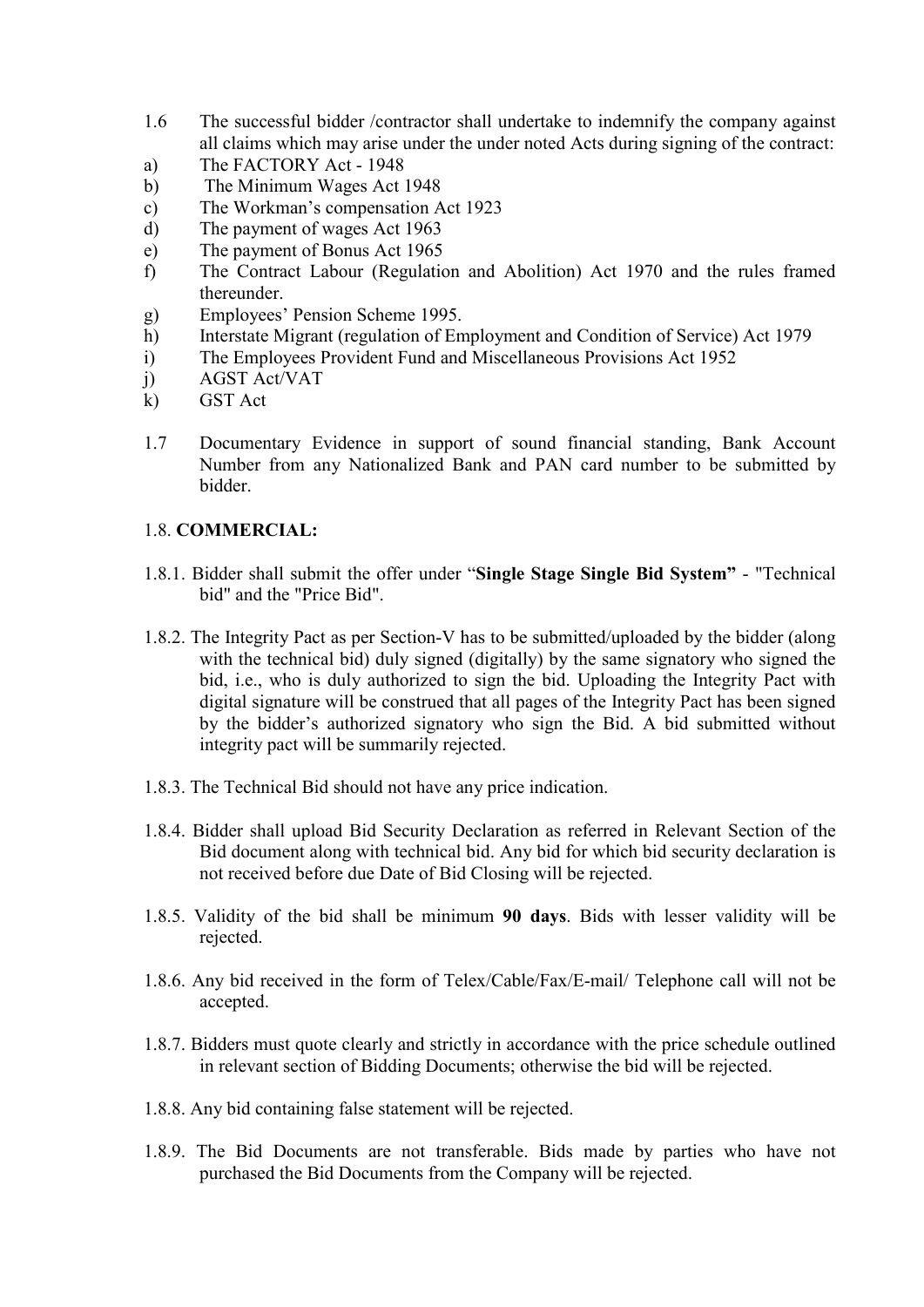1.6 The successful bidder /contractor shall undertake to indemnify the company against all claims which may arise under the under noted Acts during signing of the contract:

a) The FACTORY Act - 1948
b) The Minimum Wages Act 1948
c) The Workman's compensation Act 1923
d) The payment of wages Act 1963
e) The payment of Bonus Act 1965
f) The Contract Labour (Regulation and Abolition) Act 1970 and the rules framed thereunder.
g) Employees' Pension Scheme 1995.
h) Interstate Migrant (regulation of Employment and Condition of Service) Act 1979
i) The Employees Provident Fund and Miscellaneous Provisions Act 1952
j) AGST Act/VAT
k) GST Act

1.7 Documentary Evidence in support of sound financial standing, Bank Account Number from any Nationalized Bank and PAN card number to be submitted by bidder.

1.8. **COMMERCIAL:**

1.8.1. Bidder shall submit the offer under "**Single Stage Single Bid System**" - "Technical bid" and the "Price Bid".

1.8.2. The Integrity Pact as per Section-V has to be submitted/uploaded by the bidder (along with the technical bid) duly signed (digitally) by the same signatory who signed the bid, i.e., who is duly authorized to sign the bid. Uploading the Integrity Pact with digital signature will be construed that all pages of the Integrity Pact has been signed by the bidder's authorized signatory who sign the Bid. A bid submitted without integrity pact will be summarily rejected.

1.8.3. The Technical Bid should not have any price indication.

1.8.4. Bidder shall upload Bid Security Declaration as referred in Relevant Section of the Bid document along with technical bid. Any bid for which bid security declaration is not received before due Date of Bid Closing will be rejected.

1.8.5. Validity of the bid shall be minimum **90 days**. Bids with lesser validity will be rejected.

1.8.6. Any bid received in the form of Telex/Cable/Fax/E-mail/ Telephone call will not be accepted.

1.8.7. Bidders must quote clearly and strictly in accordance with the price schedule outlined in relevant section of Bidding Documents; otherwise the bid will be rejected.

1.8.8. Any bid containing false statement will be rejected.

1.8.9. The Bid Documents are not transferable. Bids made by parties who have not purchased the Bid Documents from the Company will be rejected.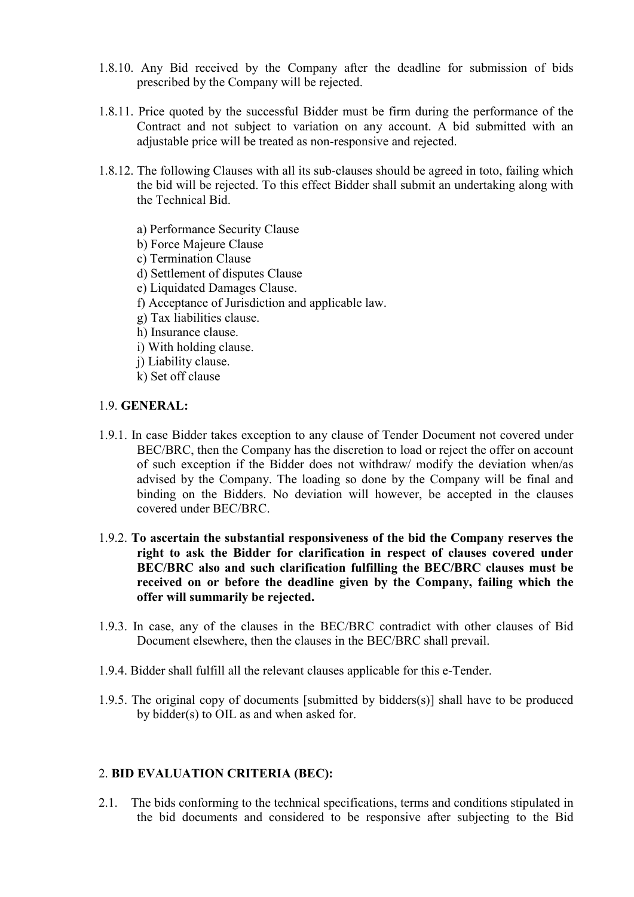1.8.10. Any Bid received by the Company after the deadline for submission of bids prescribed by the Company will be rejected.

1.8.11. Price quoted by the successful Bidder must be firm during the performance of the Contract and not subject to variation on any account. A bid submitted with an adjustable price will be treated as non-responsive and rejected.

1.8.12. The following Clauses with all its sub-clauses should be agreed in toto, failing which the bid will be rejected. To this effect Bidder shall submit an undertaking along with the Technical Bid.

a) Performance Security Clause
b) Force Majeure Clause
c) Termination Clause
d) Settlement of disputes Clause
e) Liquidated Damages Clause.
f) Acceptance of Jurisdiction and applicable law.
g) Tax liabilities clause.
h) Insurance clause.
i) With holding clause.
j) Liability clause.
k) Set off clause

1.9. **GENERAL:**

1.9.1. In case Bidder takes exception to any clause of Tender Document not covered under BEC/BRC, then the Company has the discretion to load or reject the offer on account of such exception if the Bidder does not withdraw/ modify the deviation when/as advised by the Company. The loading so done by the Company will be final and binding on the Bidders. No deviation will however, be accepted in the clauses covered under BEC/BRC.

1.9.2. **To ascertain the substantial responsiveness of the bid the Company reserves the right to ask the Bidder for clarification in respect of clauses covered under BEC/BRC also and such clarification fulfilling the BEC/BRC clauses must be received on or before the deadline given by the Company, failing which the offer will summarily be rejected.**

1.9.3. In case, any of the clauses in the BEC/BRC contradict with other clauses of Bid Document elsewhere, then the clauses in the BEC/BRC shall prevail.

1.9.4. Bidder shall fulfill all the relevant clauses applicable for this e-Tender.

1.9.5. The original copy of documents [submitted by bidders(s)] shall have to be produced by bidder(s) to OIL as and when asked for.

2. **BID EVALUATION CRITERIA (BEC):**

2.1. The bids conforming to the technical specifications, terms and conditions stipulated in the bid documents and considered to be responsive after subjecting to the Bid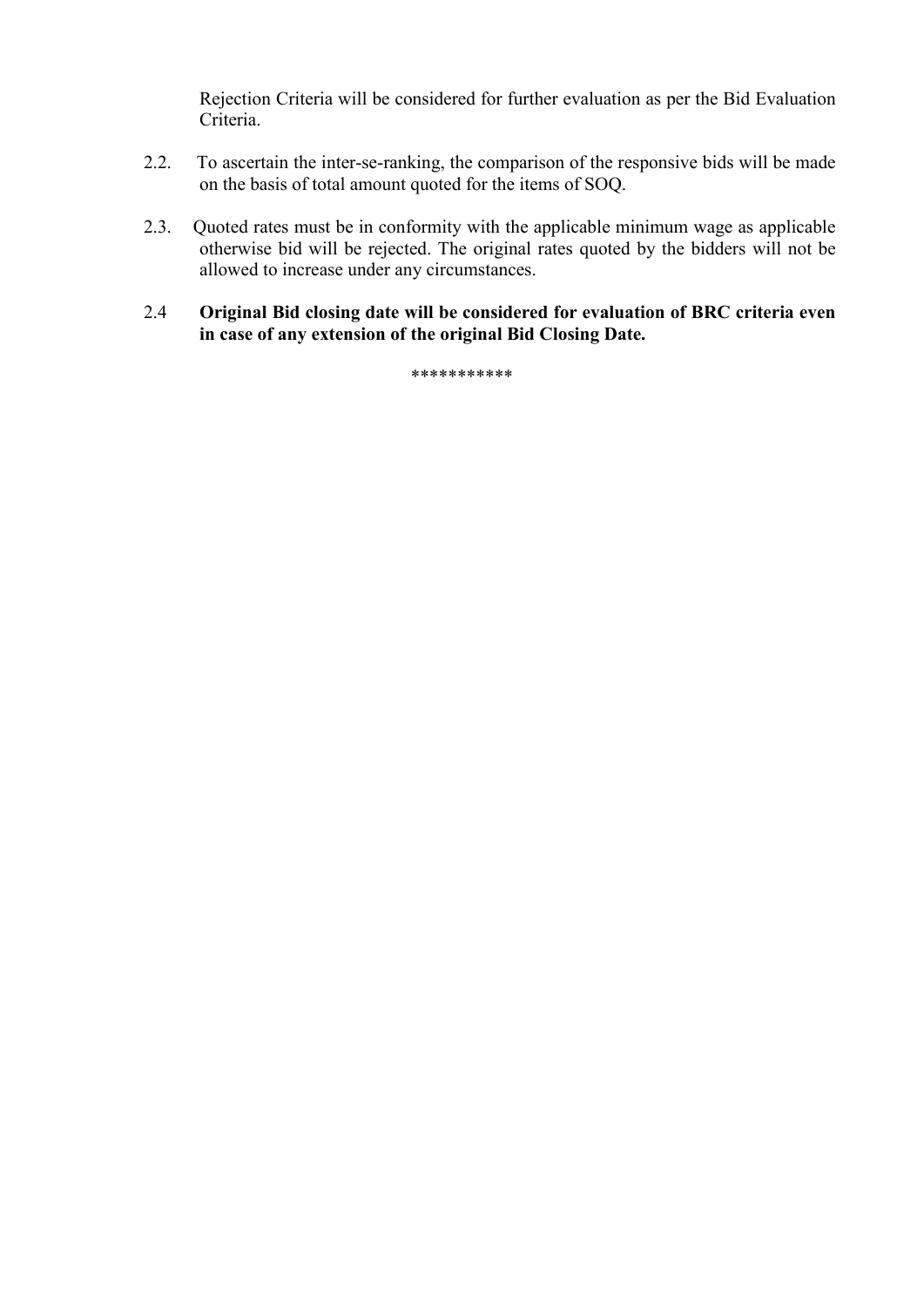Rejection Criteria will be considered for further evaluation as per the Bid Evaluation Criteria.

2.2. To ascertain the inter-se-ranking, the comparison of the responsive bids will be made on the basis of total amount quoted for the items of SOQ.

2.3. Quoted rates must be in conformity with the applicable minimum wage as applicable otherwise bid will be rejected. The original rates quoted by the bidders will not be allowed to increase under any circumstances.

2.4 **Original Bid closing date will be considered for evaluation of BRC criteria even in case of any extension of the original Bid Closing Date.**

***********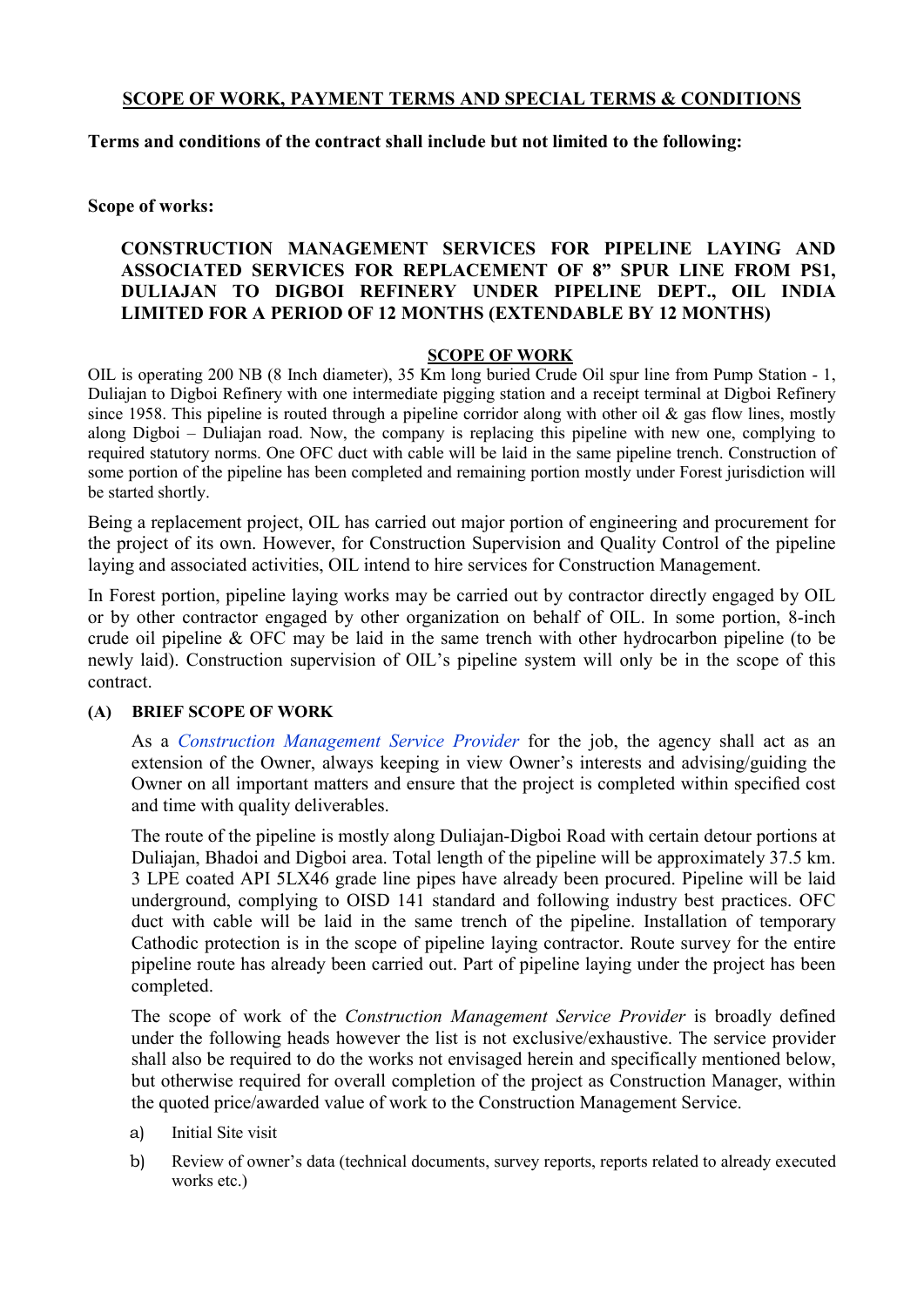## SCOPE OF WORK, PAYMENT TERMS AND SPECIAL TERMS & CONDITIONS

**Terms and conditions of the contract shall include but not limited to the following:**

**Scope of works:**

**CONSTRUCTION MANAGEMENT SERVICES FOR PIPELINE LAYING AND ASSOCIATED SERVICES FOR REPLACEMENT OF 8" SPUR LINE FROM PS1, DULIAJAN TO DIGBOI REFINERY UNDER PIPELINE DEPT., OIL INDIA LIMITED FOR A PERIOD OF 12 MONTHS (EXTENDABLE BY 12 MONTHS)**

### SCOPE OF WORK

OIL is operating 200 NB (8 Inch diameter), 35 Km long buried Crude Oil spur line from Pump Station - 1, Duliajan to Digboi Refinery with one intermediate pigging station and a receipt terminal at Digboi Refinery since 1958. This pipeline is routed through a pipeline corridor along with other oil & gas flow lines, mostly along Digboi – Duliajan road. Now, the company is replacing this pipeline with new one, complying to required statutory norms. One OFC duct with cable will be laid in the same pipeline trench. Construction of some portion of the pipeline has been completed and remaining portion mostly under Forest jurisdiction will be started shortly.

Being a replacement project, OIL has carried out major portion of engineering and procurement for the project of its own. However, for Construction Supervision and Quality Control of the pipeline laying and associated activities, OIL intend to hire services for Construction Management.

In Forest portion, pipeline laying works may be carried out by contractor directly engaged by OIL or by other contractor engaged by other organization on behalf of OIL. In some portion, 8-inch crude oil pipeline & OFC may be laid in the same trench with other hydrocarbon pipeline (to be newly laid). Construction supervision of OIL's pipeline system will only be in the scope of this contract.

**(A) BRIEF SCOPE OF WORK**

As a *Construction Management Service Provider* for the job, the agency shall act as an extension of the Owner, always keeping in view Owner's interests and advising/guiding the Owner on all important matters and ensure that the project is completed within specified cost and time with quality deliverables.

The route of the pipeline is mostly along Duliajan-Digboi Road with certain detour portions at Duliajan, Bhadoi and Digboi area. Total length of the pipeline will be approximately 37.5 km. 3 LPE coated API 5LX46 grade line pipes have already been procured. Pipeline will be laid underground, complying to OISD 141 standard and following industry best practices. OFC duct with cable will be laid in the same trench of the pipeline. Installation of temporary Cathodic protection is in the scope of pipeline laying contractor. Route survey for the entire pipeline route has already been carried out. Part of pipeline laying under the project has been completed.

The scope of work of the *Construction Management Service Provider* is broadly defined under the following heads however the list is not exclusive/exhaustive. The service provider shall also be required to do the works not envisaged herein and specifically mentioned below, but otherwise required for overall completion of the project as Construction Manager, within the quoted price/awarded value of work to the Construction Management Service.

a) Initial Site visit

b) Review of owner's data (technical documents, survey reports, reports related to already executed works etc.)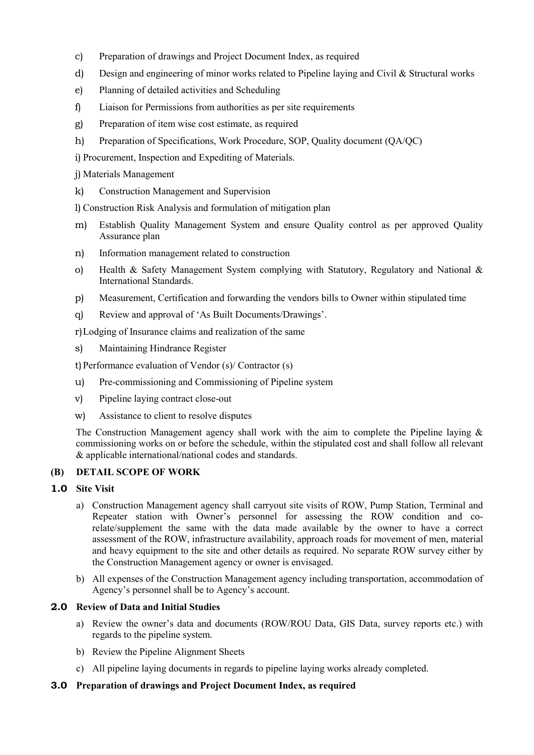c) Preparation of drawings and Project Document Index, as required

d) Design and engineering of minor works related to Pipeline laying and Civil & Structural works

e) Planning of detailed activities and Scheduling

f) Liaison for Permissions from authorities as per site requirements

g) Preparation of item wise cost estimate, as required

h) Preparation of Specifications, Work Procedure, SOP, Quality document (QA/QC)

i) Procurement, Inspection and Expediting of Materials.

j) Materials Management

k) Construction Management and Supervision

l) Construction Risk Analysis and formulation of mitigation plan

m) Establish Quality Management System and ensure Quality control as per approved Quality Assurance plan

n) Information management related to construction

o) Health & Safety Management System complying with Statutory, Regulatory and National & International Standards.

p) Measurement, Certification and forwarding the vendors bills to Owner within stipulated time

q) Review and approval of 'As Built Documents/Drawings'.

r) Lodging of Insurance claims and realization of the same

s) Maintaining Hindrance Register

t) Performance evaluation of Vendor (s)/ Contractor (s)

u) Pre-commissioning and Commissioning of Pipeline system

v) Pipeline laying contract close-out

w) Assistance to client to resolve disputes

The Construction Management agency shall work with the aim to complete the Pipeline laying & commissioning works on or before the schedule, within the stipulated cost and shall follow all relevant & applicable international/national codes and standards.

## (B) DETAIL SCOPE OF WORK

### 1.0 Site Visit

a) Construction Management agency shall carryout site visits of ROW, Pump Station, Terminal and Repeater station with Owner's personnel for assessing the ROW condition and co-relate/supplement the same with the data made available by the owner to have a correct assessment of the ROW, infrastructure availability, approach roads for movement of men, material and heavy equipment to the site and other details as required. No separate ROW survey either by the Construction Management agency or owner is envisaged.

b) All expenses of the Construction Management agency including transportation, accommodation of Agency's personnel shall be to Agency's account.

### 2.0 Review of Data and Initial Studies

a) Review the owner's data and documents (ROW/ROU Data, GIS Data, survey reports etc.) with regards to the pipeline system.

b) Review the Pipeline Alignment Sheets

c) All pipeline laying documents in regards to pipeline laying works already completed.

### 3.0 Preparation of drawings and Project Document Index, as required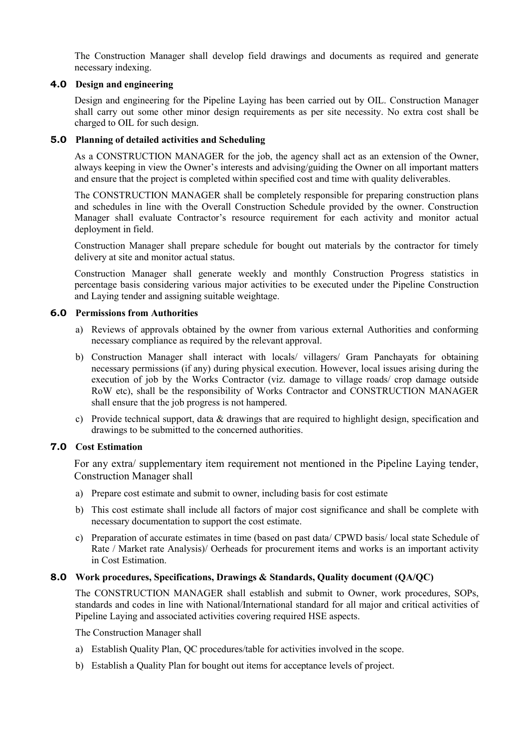The Construction Manager shall develop field drawings and documents as required and generate necessary indexing.

## 4.0 Design and engineering

Design and engineering for the Pipeline Laying has been carried out by OIL. Construction Manager shall carry out some other minor design requirements as per site necessity. No extra cost shall be charged to OIL for such design.

## 5.0 Planning of detailed activities and Scheduling

As a CONSTRUCTION MANAGER for the job, the agency shall act as an extension of the Owner, always keeping in view the Owner's interests and advising/guiding the Owner on all important matters and ensure that the project is completed within specified cost and time with quality deliverables.

The CONSTRUCTION MANAGER shall be completely responsible for preparing construction plans and schedules in line with the Overall Construction Schedule provided by the owner. Construction Manager shall evaluate Contractor's resource requirement for each activity and monitor actual deployment in field.

Construction Manager shall prepare schedule for bought out materials by the contractor for timely delivery at site and monitor actual status.

Construction Manager shall generate weekly and monthly Construction Progress statistics in percentage basis considering various major activities to be executed under the Pipeline Construction and Laying tender and assigning suitable weightage.

## 6.0 Permissions from Authorities

a) Reviews of approvals obtained by the owner from various external Authorities and conforming necessary compliance as required by the relevant approval.

b) Construction Manager shall interact with locals/ villagers/ Gram Panchayats for obtaining necessary permissions (if any) during physical execution. However, local issues arising during the execution of job by the Works Contractor (viz. damage to village roads/ crop damage outside RoW etc), shall be the responsibility of Works Contractor and CONSTRUCTION MANAGER shall ensure that the job progress is not hampered.

c) Provide technical support, data & drawings that are required to highlight design, specification and drawings to be submitted to the concerned authorities.

## 7.0 Cost Estimation

For any extra/ supplementary item requirement not mentioned in the Pipeline Laying tender, Construction Manager shall

a) Prepare cost estimate and submit to owner, including basis for cost estimate

b) This cost estimate shall include all factors of major cost significance and shall be complete with necessary documentation to support the cost estimate.

c) Preparation of accurate estimates in time (based on past data/ CPWD basis/ local state Schedule of Rate / Market rate Analysis)/ Oerheads for procurement items and works is an important activity in Cost Estimation.

## 8.0 Work procedures, Specifications, Drawings & Standards, Quality document (QA/QC)

The CONSTRUCTION MANAGER shall establish and submit to Owner, work procedures, SOPs, standards and codes in line with National/International standard for all major and critical activities of Pipeline Laying and associated activities covering required HSE aspects.

The Construction Manager shall

a) Establish Quality Plan, QC procedures/table for activities involved in the scope.

b) Establish a Quality Plan for bought out items for acceptance levels of project.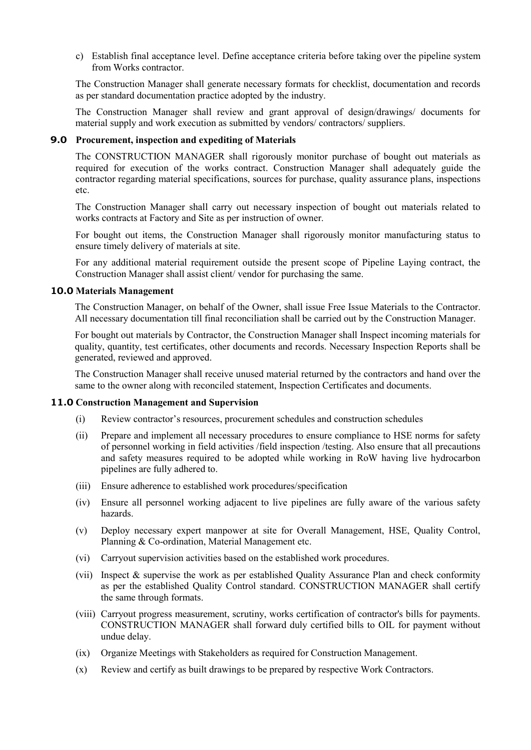c) Establish final acceptance level. Define acceptance criteria before taking over the pipeline system from Works contractor.

The Construction Manager shall generate necessary formats for checklist, documentation and records as per standard documentation practice adopted by the industry.

The Construction Manager shall review and grant approval of design/drawings/ documents for material supply and work execution as submitted by vendors/ contractors/ suppliers.

## 9.0 Procurement, inspection and expediting of Materials

The CONSTRUCTION MANAGER shall rigorously monitor purchase of bought out materials as required for execution of the works contract. Construction Manager shall adequately guide the contractor regarding material specifications, sources for purchase, quality assurance plans, inspections etc.

The Construction Manager shall carry out necessary inspection of bought out materials related to works contracts at Factory and Site as per instruction of owner.

For bought out items, the Construction Manager shall rigorously monitor manufacturing status to ensure timely delivery of materials at site.

For any additional material requirement outside the present scope of Pipeline Laying contract, the Construction Manager shall assist client/ vendor for purchasing the same.

## 10.0 Materials Management

The Construction Manager, on behalf of the Owner, shall issue Free Issue Materials to the Contractor. All necessary documentation till final reconciliation shall be carried out by the Construction Manager.

For bought out materials by Contractor, the Construction Manager shall Inspect incoming materials for quality, quantity, test certificates, other documents and records. Necessary Inspection Reports shall be generated, reviewed and approved.

The Construction Manager shall receive unused material returned by the contractors and hand over the same to the owner along with reconciled statement, Inspection Certificates and documents.

## 11.0 Construction Management and Supervision

(i) Review contractor's resources, procurement schedules and construction schedules

(ii) Prepare and implement all necessary procedures to ensure compliance to HSE norms for safety of personnel working in field activities /field inspection /testing. Also ensure that all precautions and safety measures required to be adopted while working in RoW having live hydrocarbon pipelines are fully adhered to.

(iii) Ensure adherence to established work procedures/specification

(iv) Ensure all personnel working adjacent to live pipelines are fully aware of the various safety hazards.

(v) Deploy necessary expert manpower at site for Overall Management, HSE, Quality Control, Planning & Co-ordination, Material Management etc.

(vi) Carryout supervision activities based on the established work procedures.

(vii) Inspect & supervise the work as per established Quality Assurance Plan and check conformity as per the established Quality Control standard. CONSTRUCTION MANAGER shall certify the same through formats.

(viii) Carryout progress measurement, scrutiny, works certification of contractor's bills for payments. CONSTRUCTION MANAGER shall forward duly certified bills to OIL for payment without undue delay.

(ix) Organize Meetings with Stakeholders as required for Construction Management.

(x) Review and certify as built drawings to be prepared by respective Work Contractors.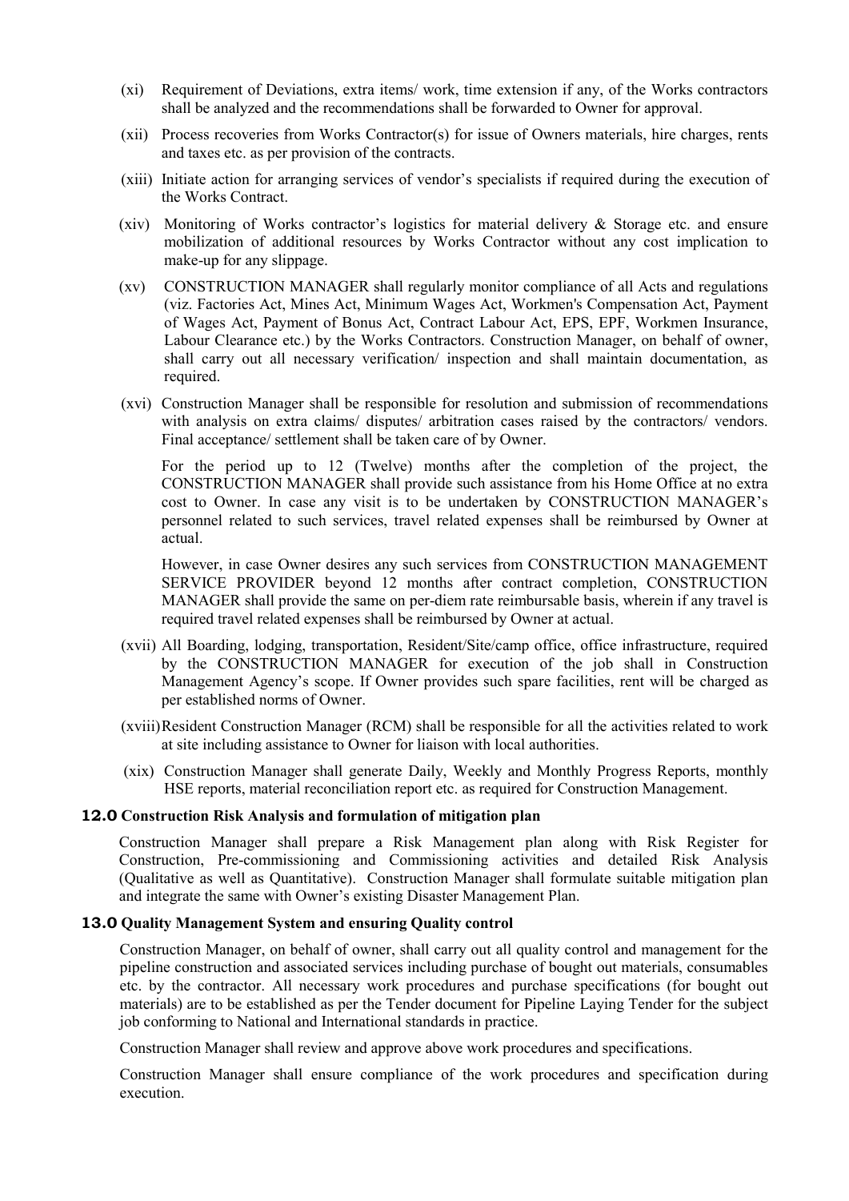(xi) Requirement of Deviations, extra items/ work, time extension if any, of the Works contractors shall be analyzed and the recommendations shall be forwarded to Owner for approval.

(xii) Process recoveries from Works Contractor(s) for issue of Owners materials, hire charges, rents and taxes etc. as per provision of the contracts.

(xiii) Initiate action for arranging services of vendor's specialists if required during the execution of the Works Contract.

(xiv) Monitoring of Works contractor's logistics for material delivery & Storage etc. and ensure mobilization of additional resources by Works Contractor without any cost implication to make-up for any slippage.

(xv) CONSTRUCTION MANAGER shall regularly monitor compliance of all Acts and regulations (viz. Factories Act, Mines Act, Minimum Wages Act, Workmen's Compensation Act, Payment of Wages Act, Payment of Bonus Act, Contract Labour Act, EPS, EPF, Workmen Insurance, Labour Clearance etc.) by the Works Contractors. Construction Manager, on behalf of owner, shall carry out all necessary verification/ inspection and shall maintain documentation, as required.

(xvi) Construction Manager shall be responsible for resolution and submission of recommendations with analysis on extra claims/ disputes/ arbitration cases raised by the contractors/ vendors. Final acceptance/ settlement shall be taken care of by Owner.

For the period up to 12 (Twelve) months after the completion of the project, the CONSTRUCTION MANAGER shall provide such assistance from his Home Office at no extra cost to Owner. In case any visit is to be undertaken by CONSTRUCTION MANAGER's personnel related to such services, travel related expenses shall be reimbursed by Owner at actual.

However, in case Owner desires any such services from CONSTRUCTION MANAGEMENT SERVICE PROVIDER beyond 12 months after contract completion, CONSTRUCTION MANAGER shall provide the same on per-diem rate reimbursable basis, wherein if any travel is required travel related expenses shall be reimbursed by Owner at actual.

(xvii) All Boarding, lodging, transportation, Resident/Site/camp office, office infrastructure, required by the CONSTRUCTION MANAGER for execution of the job shall in Construction Management Agency's scope. If Owner provides such spare facilities, rent will be charged as per established norms of Owner.

(xviii) Resident Construction Manager (RCM) shall be responsible for all the activities related to work at site including assistance to Owner for liaison with local authorities.

(xix) Construction Manager shall generate Daily, Weekly and Monthly Progress Reports, monthly HSE reports, material reconciliation report etc. as required for Construction Management.

## 12.0 Construction Risk Analysis and formulation of mitigation plan

Construction Manager shall prepare a Risk Management plan along with Risk Register for Construction, Pre-commissioning and Commissioning activities and detailed Risk Analysis (Qualitative as well as Quantitative). Construction Manager shall formulate suitable mitigation plan and integrate the same with Owner's existing Disaster Management Plan.

## 13.0 Quality Management System and ensuring Quality control

Construction Manager, on behalf of owner, shall carry out all quality control and management for the pipeline construction and associated services including purchase of bought out materials, consumables etc. by the contractor. All necessary work procedures and purchase specifications (for bought out materials) are to be established as per the Tender document for Pipeline Laying Tender for the subject job conforming to National and International standards in practice.

Construction Manager shall review and approve above work procedures and specifications.

Construction Manager shall ensure compliance of the work procedures and specification during execution.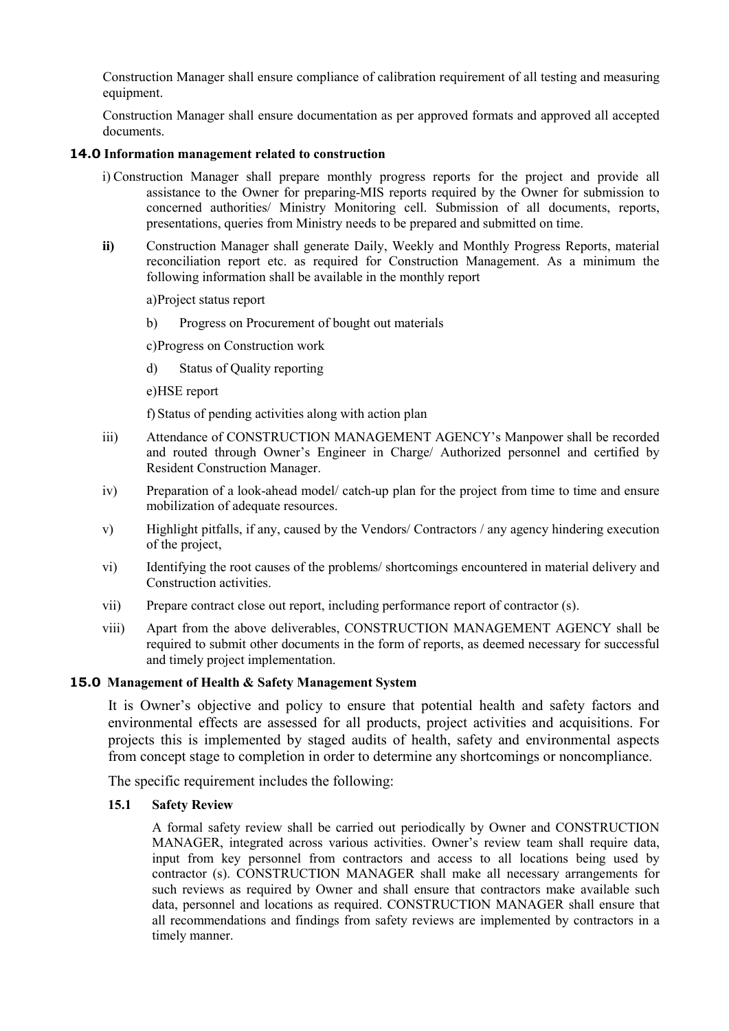Construction Manager shall ensure compliance of calibration requirement of all testing and measuring equipment.

Construction Manager shall ensure documentation as per approved formats and approved all accepted documents.

### 14.0 Information management related to construction

i) Construction Manager shall prepare monthly progress reports for the project and provide all assistance to the Owner for preparing-MIS reports required by the Owner for submission to concerned authorities/ Ministry Monitoring cell. Submission of all documents, reports, presentations, queries from Ministry needs to be prepared and submitted on time.

**ii)** Construction Manager shall generate Daily, Weekly and Monthly Progress Reports, material reconciliation report etc. as required for Construction Management. As a minimum the following information shall be available in the monthly report

a) Project status report

b) Progress on Procurement of bought out materials

c) Progress on Construction work

d) Status of Quality reporting

e) HSE report

f) Status of pending activities along with action plan

iii) Attendance of CONSTRUCTION MANAGEMENT AGENCY's Manpower shall be recorded and routed through Owner's Engineer in Charge/ Authorized personnel and certified by Resident Construction Manager.

iv) Preparation of a look-ahead model/ catch-up plan for the project from time to time and ensure mobilization of adequate resources.

v) Highlight pitfalls, if any, caused by the Vendors/ Contractors / any agency hindering execution of the project,

vi) Identifying the root causes of the problems/ shortcomings encountered in material delivery and Construction activities.

vii) Prepare contract close out report, including performance report of contractor (s).

viii) Apart from the above deliverables, CONSTRUCTION MANAGEMENT AGENCY shall be required to submit other documents in the form of reports, as deemed necessary for successful and timely project implementation.

### 15.0 Management of Health & Safety Management System

It is Owner's objective and policy to ensure that potential health and safety factors and environmental effects are assessed for all products, project activities and acquisitions. For projects this is implemented by staged audits of health, safety and environmental aspects from concept stage to completion in order to determine any shortcomings or noncompliance.

The specific requirement includes the following:

#### 15.1 Safety Review

A formal safety review shall be carried out periodically by Owner and CONSTRUCTION MANAGER, integrated across various activities. Owner's review team shall require data, input from key personnel from contractors and access to all locations being used by contractor (s). CONSTRUCTION MANAGER shall make all necessary arrangements for such reviews as required by Owner and shall ensure that contractors make available such data, personnel and locations as required. CONSTRUCTION MANAGER shall ensure that all recommendations and findings from safety reviews are implemented by contractors in a timely manner.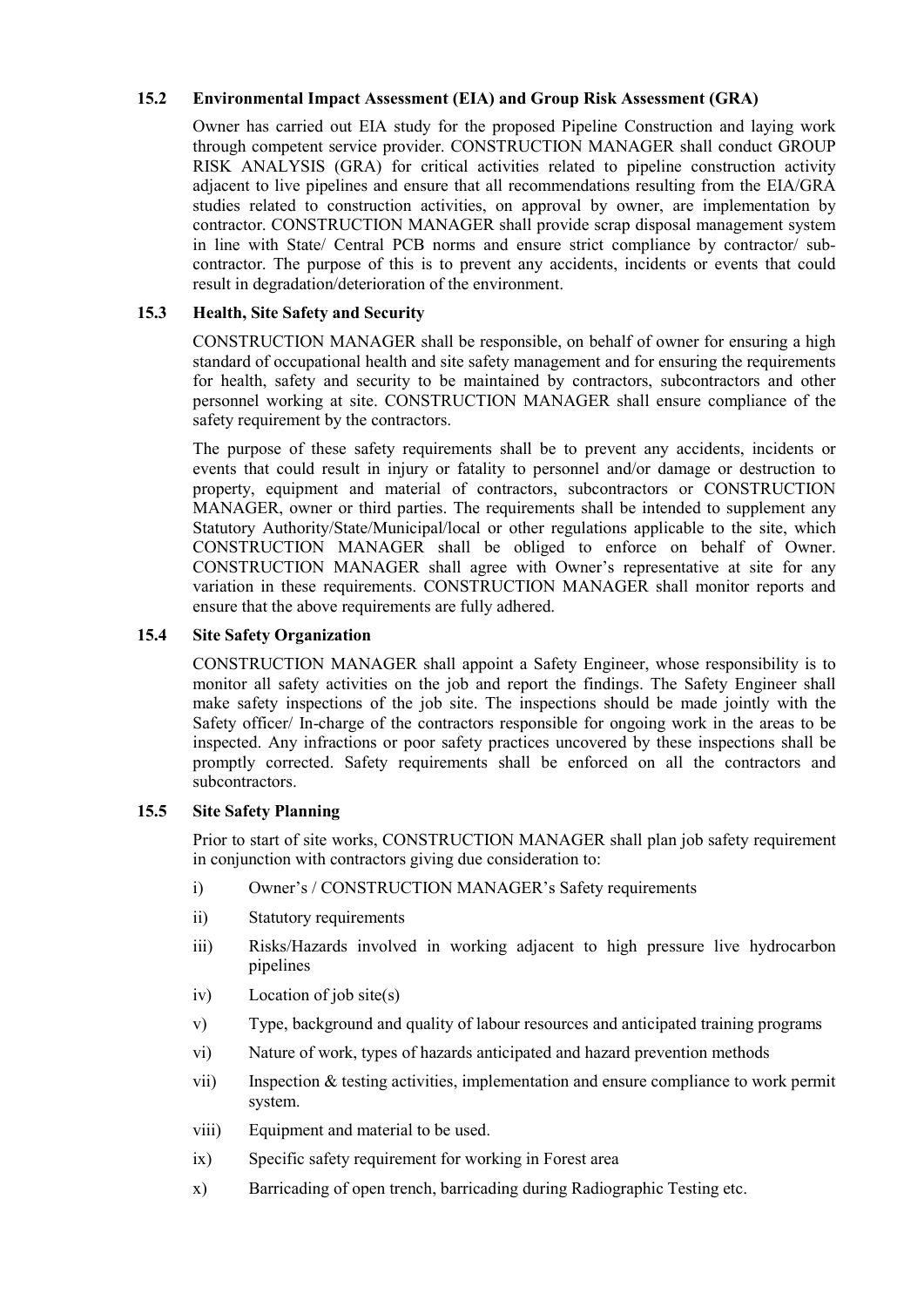### 15.2 Environmental Impact Assessment (EIA) and Group Risk Assessment (GRA)

Owner has carried out EIA study for the proposed Pipeline Construction and laying work through competent service provider. CONSTRUCTION MANAGER shall conduct GROUP RISK ANALYSIS (GRA) for critical activities related to pipeline construction activity adjacent to live pipelines and ensure that all recommendations resulting from the EIA/GRA studies related to construction activities, on approval by owner, are implementation by contractor. CONSTRUCTION MANAGER shall provide scrap disposal management system in line with State/ Central PCB norms and ensure strict compliance by contractor/ sub-contractor. The purpose of this is to prevent any accidents, incidents or events that could result in degradation/deterioration of the environment.

### 15.3 Health, Site Safety and Security

CONSTRUCTION MANAGER shall be responsible, on behalf of owner for ensuring a high standard of occupational health and site safety management and for ensuring the requirements for health, safety and security to be maintained by contractors, subcontractors and other personnel working at site. CONSTRUCTION MANAGER shall ensure compliance of the safety requirement by the contractors.

The purpose of these safety requirements shall be to prevent any accidents, incidents or events that could result in injury or fatality to personnel and/or damage or destruction to property, equipment and material of contractors, subcontractors or CONSTRUCTION MANAGER, owner or third parties. The requirements shall be intended to supplement any Statutory Authority/State/Municipal/local or other regulations applicable to the site, which CONSTRUCTION MANAGER shall be obliged to enforce on behalf of Owner. CONSTRUCTION MANAGER shall agree with Owner's representative at site for any variation in these requirements. CONSTRUCTION MANAGER shall monitor reports and ensure that the above requirements are fully adhered.

### 15.4 Site Safety Organization

CONSTRUCTION MANAGER shall appoint a Safety Engineer, whose responsibility is to monitor all safety activities on the job and report the findings. The Safety Engineer shall make safety inspections of the job site. The inspections should be made jointly with the Safety officer/ In-charge of the contractors responsible for ongoing work in the areas to be inspected. Any infractions or poor safety practices uncovered by these inspections shall be promptly corrected. Safety requirements shall be enforced on all the contractors and subcontractors.

### 15.5 Site Safety Planning

Prior to start of site works, CONSTRUCTION MANAGER shall plan job safety requirement in conjunction with contractors giving due consideration to:

i) Owner's / CONSTRUCTION MANAGER's Safety requirements

ii) Statutory requirements

iii) Risks/Hazards involved in working adjacent to high pressure live hydrocarbon pipelines

iv) Location of job site(s)

v) Type, background and quality of labour resources and anticipated training programs

vi) Nature of work, types of hazards anticipated and hazard prevention methods

vii) Inspection & testing activities, implementation and ensure compliance to work permit system.

viii) Equipment and material to be used.

ix) Specific safety requirement for working in Forest area

x) Barricading of open trench, barricading during Radiographic Testing etc.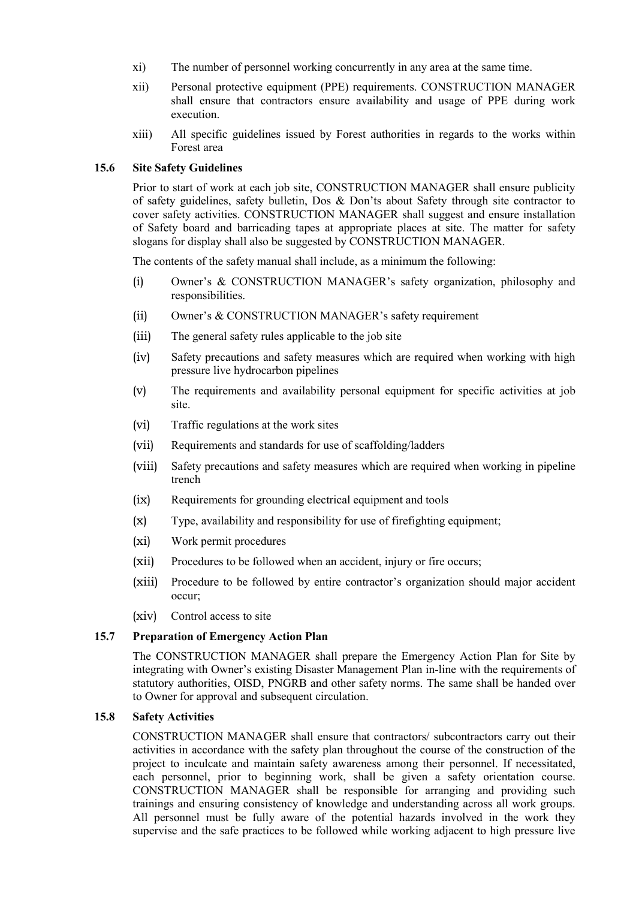xi) The number of personnel working concurrently in any area at the same time.

xii) Personal protective equipment (PPE) requirements. CONSTRUCTION MANAGER shall ensure that contractors ensure availability and usage of PPE during work execution.

xiii) All specific guidelines issued by Forest authorities in regards to the works within Forest area

### 15.6 Site Safety Guidelines

Prior to start of work at each job site, CONSTRUCTION MANAGER shall ensure publicity of safety guidelines, safety bulletin, Dos & Don'ts about Safety through site contractor to cover safety activities. CONSTRUCTION MANAGER shall suggest and ensure installation of Safety board and barricading tapes at appropriate places at site. The matter for safety slogans for display shall also be suggested by CONSTRUCTION MANAGER.

The contents of the safety manual shall include, as a minimum the following:

(i) Owner's & CONSTRUCTION MANAGER's safety organization, philosophy and responsibilities.

(ii) Owner's & CONSTRUCTION MANAGER's safety requirement

(iii) The general safety rules applicable to the job site

(iv) Safety precautions and safety measures which are required when working with high pressure live hydrocarbon pipelines

(v) The requirements and availability personal equipment for specific activities at job site.

(vi) Traffic regulations at the work sites

(vii) Requirements and standards for use of scaffolding/ladders

(viii) Safety precautions and safety measures which are required when working in pipeline trench

(ix) Requirements for grounding electrical equipment and tools

(x) Type, availability and responsibility for use of firefighting equipment;

(xi) Work permit procedures

(xii) Procedures to be followed when an accident, injury or fire occurs;

(xiii) Procedure to be followed by entire contractor's organization should major accident occur;

(xiv) Control access to site

### 15.7 Preparation of Emergency Action Plan

The CONSTRUCTION MANAGER shall prepare the Emergency Action Plan for Site by integrating with Owner's existing Disaster Management Plan in-line with the requirements of statutory authorities, OISD, PNGRB and other safety norms. The same shall be handed over to Owner for approval and subsequent circulation.

### 15.8 Safety Activities

CONSTRUCTION MANAGER shall ensure that contractors/ subcontractors carry out their activities in accordance with the safety plan throughout the course of the construction of the project to inculcate and maintain safety awareness among their personnel. If necessitated, each personnel, prior to beginning work, shall be given a safety orientation course. CONSTRUCTION MANAGER shall be responsible for arranging and providing such trainings and ensuring consistency of knowledge and understanding across all work groups. All personnel must be fully aware of the potential hazards involved in the work they supervise and the safe practices to be followed while working adjacent to high pressure live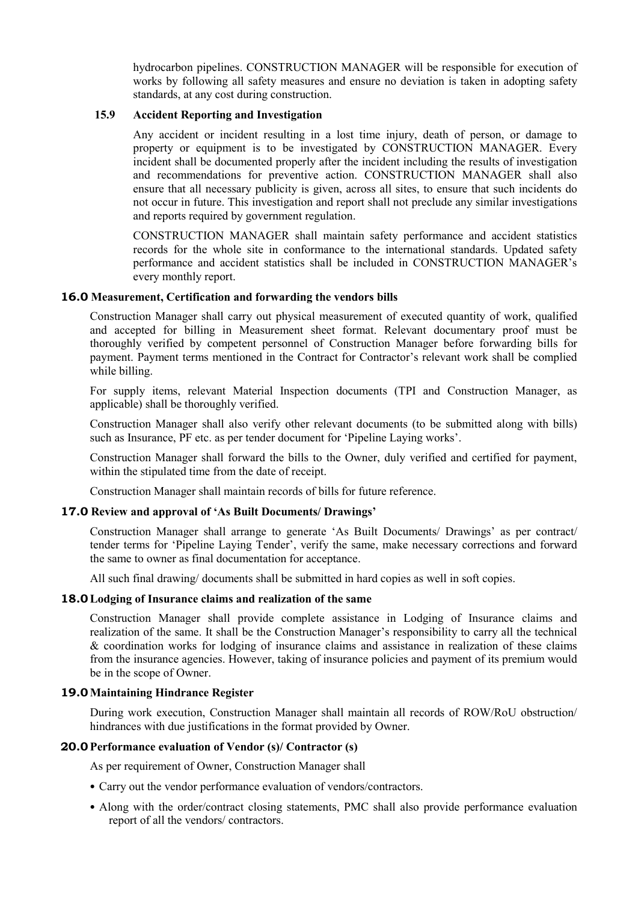hydrocarbon pipelines. CONSTRUCTION MANAGER will be responsible for execution of works by following all safety measures and ensure no deviation is taken in adopting safety standards, at any cost during construction.

### 15.9 Accident Reporting and Investigation

Any accident or incident resulting in a lost time injury, death of person, or damage to property or equipment is to be investigated by CONSTRUCTION MANAGER. Every incident shall be documented properly after the incident including the results of investigation and recommendations for preventive action. CONSTRUCTION MANAGER shall also ensure that all necessary publicity is given, across all sites, to ensure that such incidents do not occur in future. This investigation and report shall not preclude any similar investigations and reports required by government regulation.

CONSTRUCTION MANAGER shall maintain safety performance and accident statistics records for the whole site in conformance to the international standards. Updated safety performance and accident statistics shall be included in CONSTRUCTION MANAGER's every monthly report.

## 16.0 Measurement, Certification and forwarding the vendors bills

Construction Manager shall carry out physical measurement of executed quantity of work, qualified and accepted for billing in Measurement sheet format. Relevant documentary proof must be thoroughly verified by competent personnel of Construction Manager before forwarding bills for payment. Payment terms mentioned in the Contract for Contractor's relevant work shall be complied while billing.

For supply items, relevant Material Inspection documents (TPI and Construction Manager, as applicable) shall be thoroughly verified.

Construction Manager shall also verify other relevant documents (to be submitted along with bills) such as Insurance, PF etc. as per tender document for 'Pipeline Laying works'.

Construction Manager shall forward the bills to the Owner, duly verified and certified for payment, within the stipulated time from the date of receipt.

Construction Manager shall maintain records of bills for future reference.

## 17.0 Review and approval of 'As Built Documents/ Drawings'

Construction Manager shall arrange to generate 'As Built Documents/ Drawings' as per contract/ tender terms for 'Pipeline Laying Tender', verify the same, make necessary corrections and forward the same to owner as final documentation for acceptance.

All such final drawing/ documents shall be submitted in hard copies as well in soft copies.

## 18.0 Lodging of Insurance claims and realization of the same

Construction Manager shall provide complete assistance in Lodging of Insurance claims and realization of the same. It shall be the Construction Manager's responsibility to carry all the technical & coordination works for lodging of insurance claims and assistance in realization of these claims from the insurance agencies. However, taking of insurance policies and payment of its premium would be in the scope of Owner.

## 19.0 Maintaining Hindrance Register

During work execution, Construction Manager shall maintain all records of ROW/RoU obstruction/ hindrances with due justifications in the format provided by Owner.

## 20.0 Performance evaluation of Vendor (s)/ Contractor (s)

As per requirement of Owner, Construction Manager shall

- Carry out the vendor performance evaluation of vendors/contractors.
- Along with the order/contract closing statements, PMC shall also provide performance evaluation report of all the vendors/ contractors.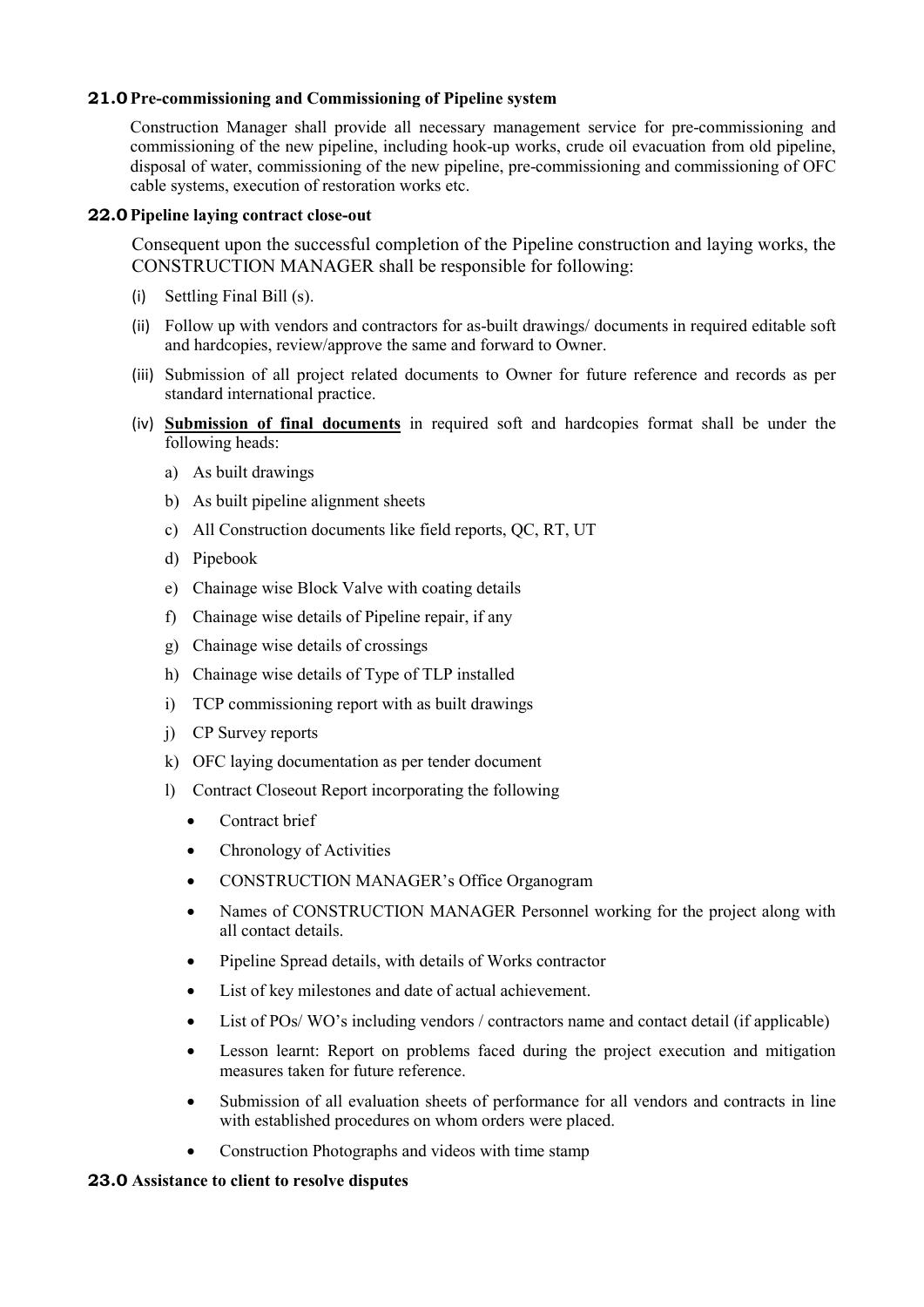## 21.0 Pre-commissioning and Commissioning of Pipeline system

Construction Manager shall provide all necessary management service for pre-commissioning and commissioning of the new pipeline, including hook-up works, crude oil evacuation from old pipeline, disposal of water, commissioning of the new pipeline, pre-commissioning and commissioning of OFC cable systems, execution of restoration works etc.

## 22.0 Pipeline laying contract close-out

Consequent upon the successful completion of the Pipeline construction and laying works, the CONSTRUCTION MANAGER shall be responsible for following:

(i) Settling Final Bill (s).

(ii) Follow up with vendors and contractors for as-built drawings/ documents in required editable soft and hardcopies, review/approve the same and forward to Owner.

(iii) Submission of all project related documents to Owner for future reference and records as per standard international practice.

(iv) **<u>Submission of final documents</u>** in required soft and hardcopies format shall be under the following heads:

a) As built drawings

b) As built pipeline alignment sheets

c) All Construction documents like field reports, QC, RT, UT

d) Pipebook

e) Chainage wise Block Valve with coating details

f) Chainage wise details of Pipeline repair, if any

g) Chainage wise details of crossings

h) Chainage wise details of Type of TLP installed

i) TCP commissioning report with as built drawings

j) CP Survey reports

k) OFC laying documentation as per tender document

l) Contract Closeout Report incorporating the following

- Contract brief
- Chronology of Activities
- CONSTRUCTION MANAGER's Office Organogram
- Names of CONSTRUCTION MANAGER Personnel working for the project along with all contact details.
- Pipeline Spread details, with details of Works contractor
- List of key milestones and date of actual achievement.
- List of POs/ WO's including vendors / contractors name and contact detail (if applicable)
- Lesson learnt: Report on problems faced during the project execution and mitigation measures taken for future reference.
- Submission of all evaluation sheets of performance for all vendors and contracts in line with established procedures on whom orders were placed.
- Construction Photographs and videos with time stamp

## 23.0 Assistance to client to resolve disputes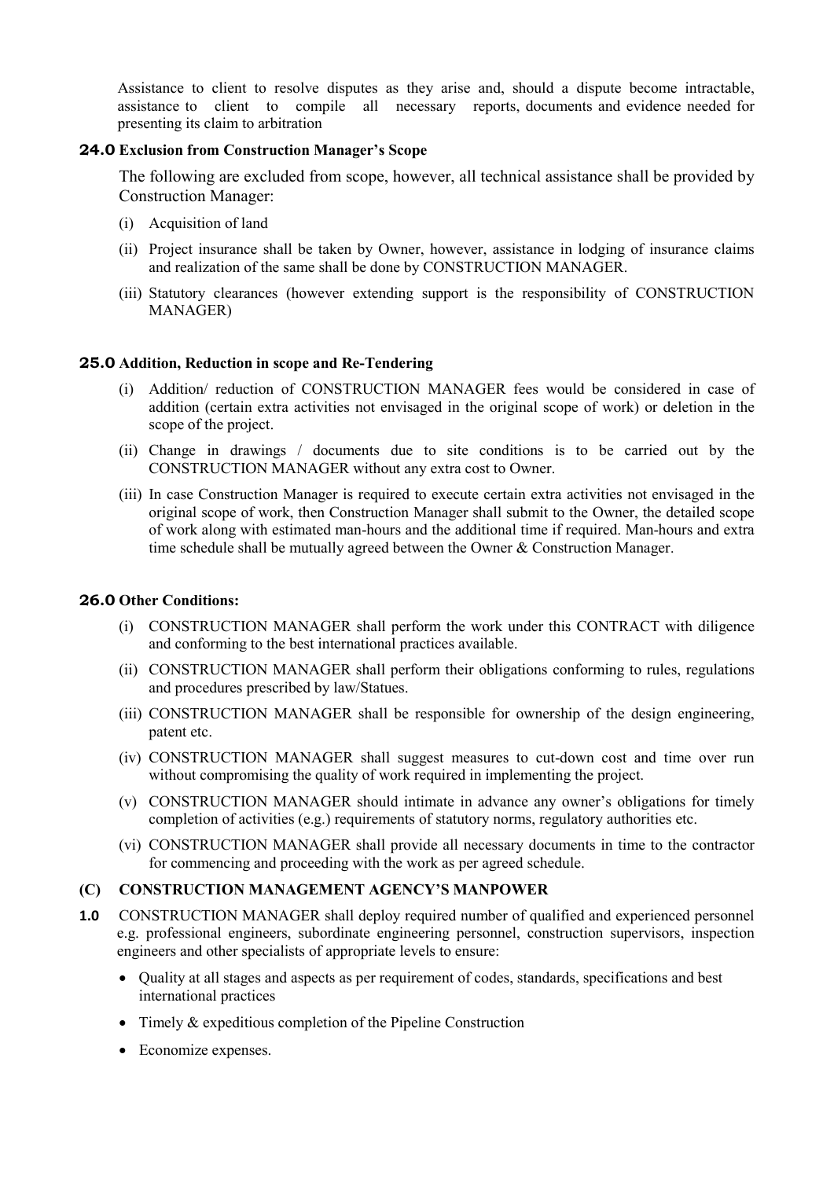Assistance to client to resolve disputes as they arise and, should a dispute become intractable, assistance to client to compile all necessary reports, documents and evidence needed for presenting its claim to arbitration

**24.0 Exclusion from Construction Manager's Scope**

The following are excluded from scope, however, all technical assistance shall be provided by Construction Manager:

(i) Acquisition of land

(ii) Project insurance shall be taken by Owner, however, assistance in lodging of insurance claims and realization of the same shall be done by CONSTRUCTION MANAGER.

(iii) Statutory clearances (however extending support is the responsibility of CONSTRUCTION MANAGER)

**25.0 Addition, Reduction in scope and Re-Tendering**

(i) Addition/ reduction of CONSTRUCTION MANAGER fees would be considered in case of addition (certain extra activities not envisaged in the original scope of work) or deletion in the scope of the project.

(ii) Change in drawings / documents due to site conditions is to be carried out by the CONSTRUCTION MANAGER without any extra cost to Owner.

(iii) In case Construction Manager is required to execute certain extra activities not envisaged in the original scope of work, then Construction Manager shall submit to the Owner, the detailed scope of work along with estimated man-hours and the additional time if required. Man-hours and extra time schedule shall be mutually agreed between the Owner & Construction Manager.

**26.0 Other Conditions:**

(i) CONSTRUCTION MANAGER shall perform the work under this CONTRACT with diligence and conforming to the best international practices available.

(ii) CONSTRUCTION MANAGER shall perform their obligations conforming to rules, regulations and procedures prescribed by law/Statues.

(iii) CONSTRUCTION MANAGER shall be responsible for ownership of the design engineering, patent etc.

(iv) CONSTRUCTION MANAGER shall suggest measures to cut-down cost and time over run without compromising the quality of work required in implementing the project.

(v) CONSTRUCTION MANAGER should intimate in advance any owner's obligations for timely completion of activities (e.g.) requirements of statutory norms, regulatory authorities etc.

(vi) CONSTRUCTION MANAGER shall provide all necessary documents in time to the contractor for commencing and proceeding with the work as per agreed schedule.

## (C) CONSTRUCTION MANAGEMENT AGENCY'S MANPOWER

**1.0** CONSTRUCTION MANAGER shall deploy required number of qualified and experienced personnel e.g. professional engineers, subordinate engineering personnel, construction supervisors, inspection engineers and other specialists of appropriate levels to ensure:

- Quality at all stages and aspects as per requirement of codes, standards, specifications and best international practices
- Timely & expeditious completion of the Pipeline Construction
- Economize expenses.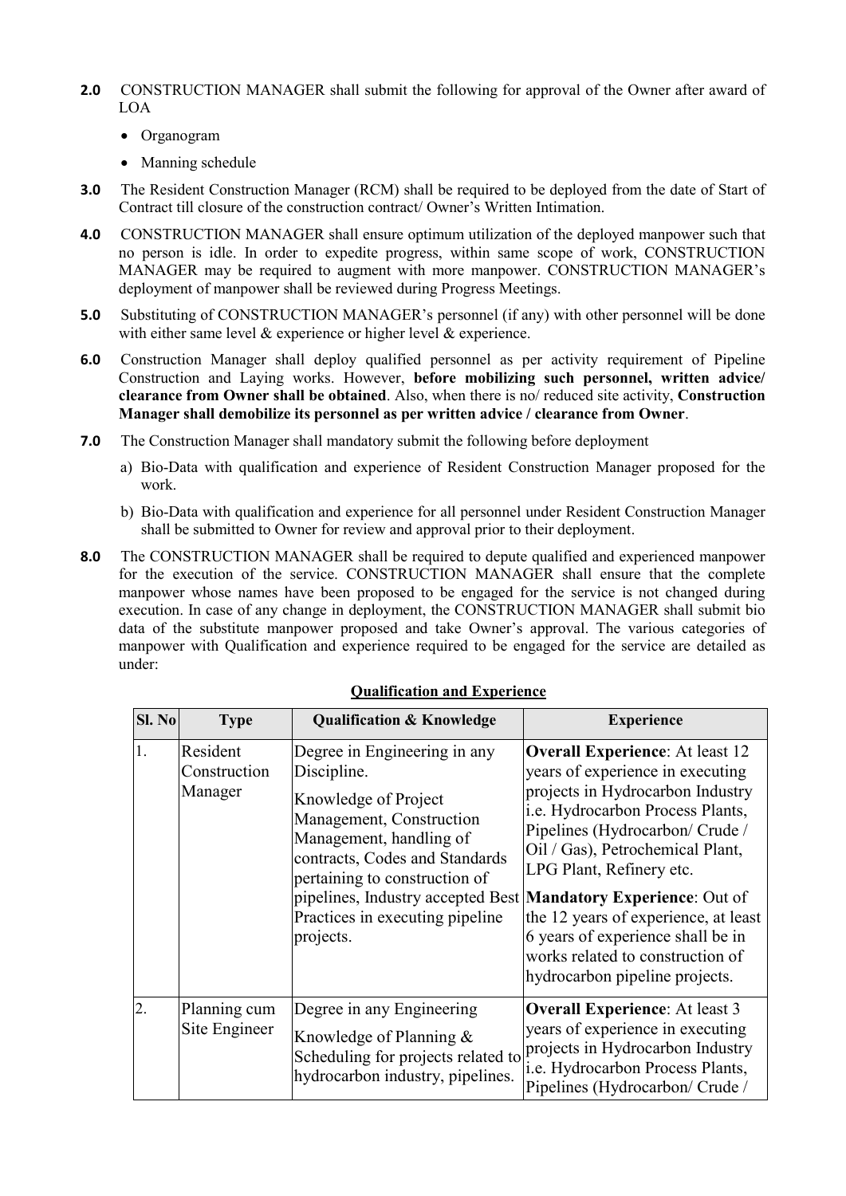**2.0** CONSTRUCTION MANAGER shall submit the following for approval of the Owner after award of LOA

- Organogram
- Manning schedule

**3.0** The Resident Construction Manager (RCM) shall be required to be deployed from the date of Start of Contract till closure of the construction contract/ Owner's Written Intimation.

**4.0** CONSTRUCTION MANAGER shall ensure optimum utilization of the deployed manpower such that no person is idle. In order to expedite progress, within same scope of work, CONSTRUCTION MANAGER may be required to augment with more manpower. CONSTRUCTION MANAGER's deployment of manpower shall be reviewed during Progress Meetings.

**5.0** Substituting of CONSTRUCTION MANAGER's personnel (if any) with other personnel will be done with either same level & experience or higher level & experience.

**6.0** Construction Manager shall deploy qualified personnel as per activity requirement of Pipeline Construction and Laying works. However, **before mobilizing such personnel, written advice/ clearance from Owner shall be obtained**. Also, when there is no/ reduced site activity, **Construction Manager shall demobilize its personnel as per written advice / clearance from Owner**.

**7.0** The Construction Manager shall mandatory submit the following before deployment

a) Bio-Data with qualification and experience of Resident Construction Manager proposed for the work.

b) Bio-Data with qualification and experience for all personnel under Resident Construction Manager shall be submitted to Owner for review and approval prior to their deployment.

**8.0** The CONSTRUCTION MANAGER shall be required to depute qualified and experienced manpower for the execution of the service. CONSTRUCTION MANAGER shall ensure that the complete manpower whose names have been proposed to be engaged for the service is not changed during execution. In case of any change in deployment, the CONSTRUCTION MANAGER shall submit bio data of the substitute manpower proposed and take Owner's approval. The various categories of manpower with Qualification and experience required to be engaged for the service are detailed as under:

**Qualification and Experience**

| Sl. No | Type | Qualification & Knowledge | Experience |
|---|---|---|---|
| 1. | Resident Construction Manager | Degree in Engineering in any Discipline.<br><br>Knowledge of Project Management, Construction Management, handling of contracts, Codes and Standards pertaining to construction of pipelines, Industry accepted Best Practices in executing pipeline projects. | **Overall Experience**: At least 12 years of experience in executing projects in Hydrocarbon Industry i.e. Hydrocarbon Process Plants, Pipelines (Hydrocarbon/ Crude / Oil / Gas), Petrochemical Plant, LPG Plant, Refinery etc.<br><br>**Mandatory Experience**: Out of the 12 years of experience, at least 6 years of experience shall be in works related to construction of hydrocarbon pipeline projects. |
| 2. | Planning cum Site Engineer | Degree in any Engineering<br><br>Knowledge of Planning & Scheduling for projects related to hydrocarbon industry, pipelines. | **Overall Experience**: At least 3 years of experience in executing projects in Hydrocarbon Industry i.e. Hydrocarbon Process Plants, Pipelines (Hydrocarbon/ Crude / |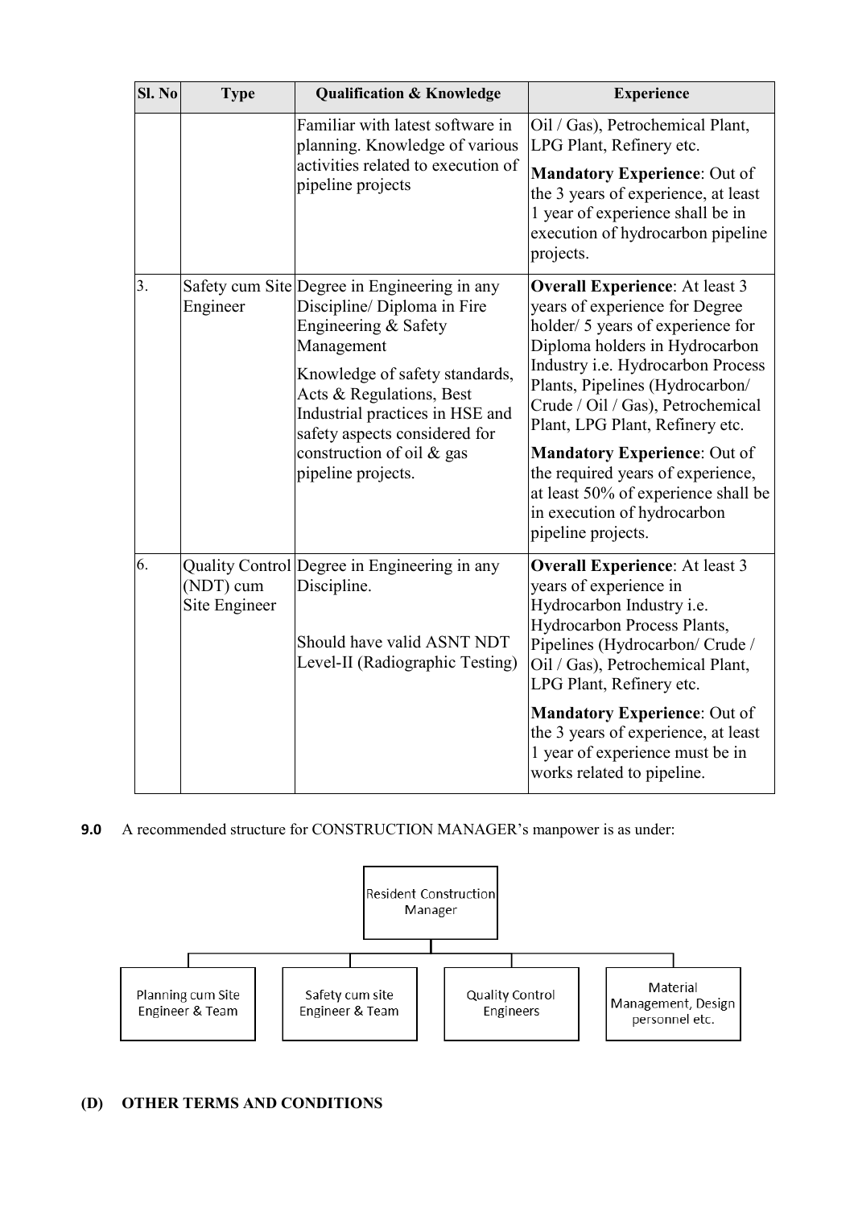| Sl. No | Type | Qualification & Knowledge | Experience |
|---|---|---|---|
| | | Familiar with latest software in planning. Knowledge of various activities related to execution of pipeline projects | Oil / Gas), Petrochemical Plant, LPG Plant, Refinery etc.<br><br>**Mandatory Experience**: Out of the 3 years of experience, at least 1 year of experience shall be in execution of hydrocarbon pipeline projects. |
| 3. | Safety cum Site Engineer | Degree in Engineering in any Discipline/ Diploma in Fire Engineering & Safety Management<br><br>Knowledge of safety standards, Acts & Regulations, Best Industrial practices in HSE and safety aspects considered for construction of oil & gas pipeline projects. | **Overall Experience**: At least 3 years of experience for Degree holder/ 5 years of experience for Diploma holders in Hydrocarbon Industry i.e. Hydrocarbon Process Plants, Pipelines (Hydrocarbon/ Crude / Oil / Gas), Petrochemical Plant, LPG Plant, Refinery etc.<br><br>**Mandatory Experience**: Out of the required years of experience, at least 50% of experience shall be in execution of hydrocarbon pipeline projects. |
| 6. | Quality Control (NDT) cum Site Engineer | Degree in Engineering in any Discipline.<br><br>Should have valid ASNT NDT Level-II (Radiographic Testing) | **Overall Experience**: At least 3 years of experience in Hydrocarbon Industry i.e. Hydrocarbon Process Plants, Pipelines (Hydrocarbon/ Crude / Oil / Gas), Petrochemical Plant, LPG Plant, Refinery etc.<br><br>**Mandatory Experience**: Out of the 3 years of experience, at least 1 year of experience must be in works related to pipeline. |

**9.0** A recommended structure for CONSTRUCTION MANAGER's manpower is as under:

Resident Construction Manager

- Planning cum Site Engineer & Team
- Safety cum site Engineer & Team
- Quality Control Engineers
- Material Management, Design personnel etc.

## (D) OTHER TERMS AND CONDITIONS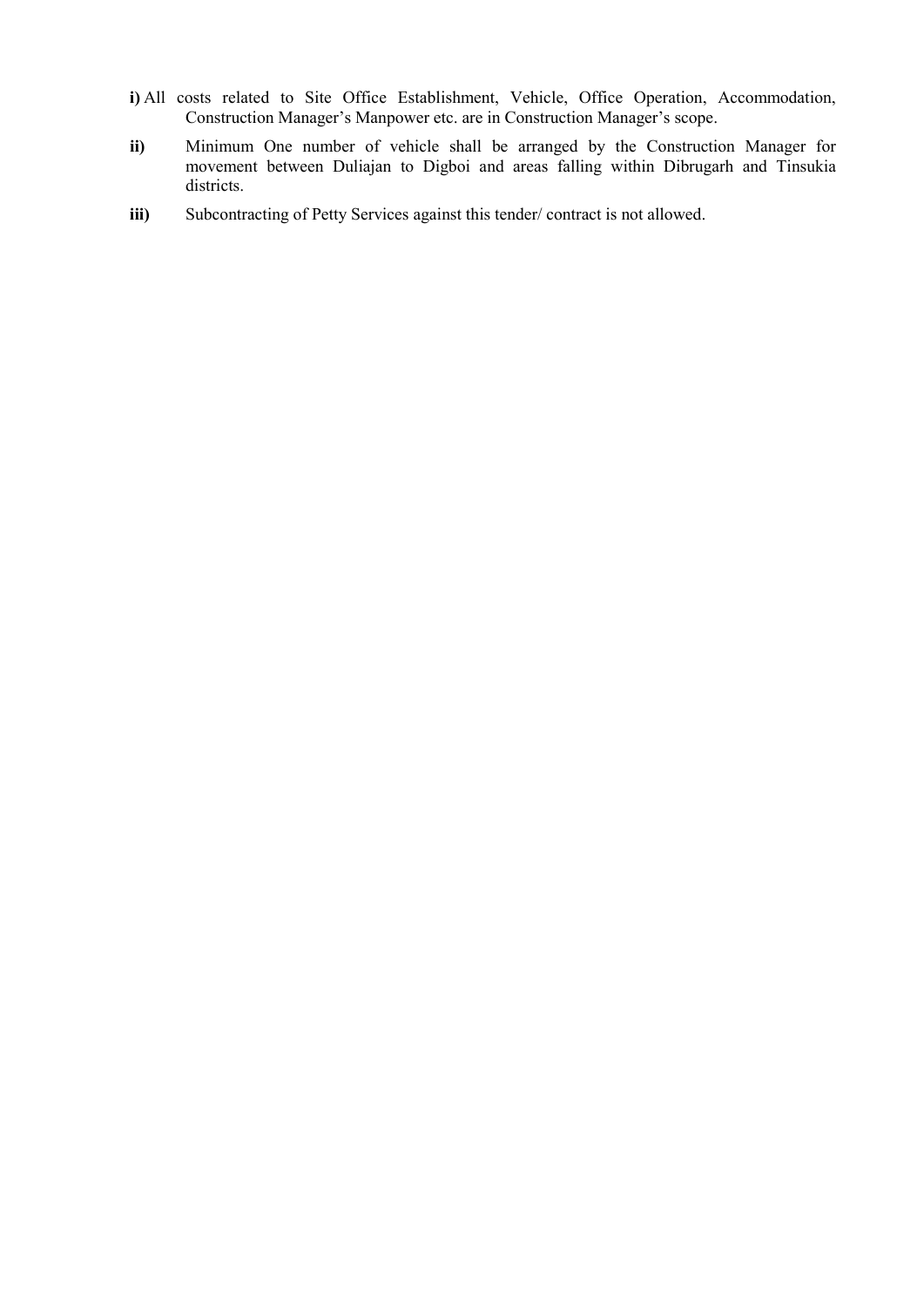**i)** All costs related to Site Office Establishment, Vehicle, Office Operation, Accommodation, Construction Manager's Manpower etc. are in Construction Manager's scope.

**ii)** Minimum One number of vehicle shall be arranged by the Construction Manager for movement between Duliajan to Digboi and areas falling within Dibrugarh and Tinsukia districts.

**iii)** Subcontracting of Petty Services against this tender/ contract is not allowed.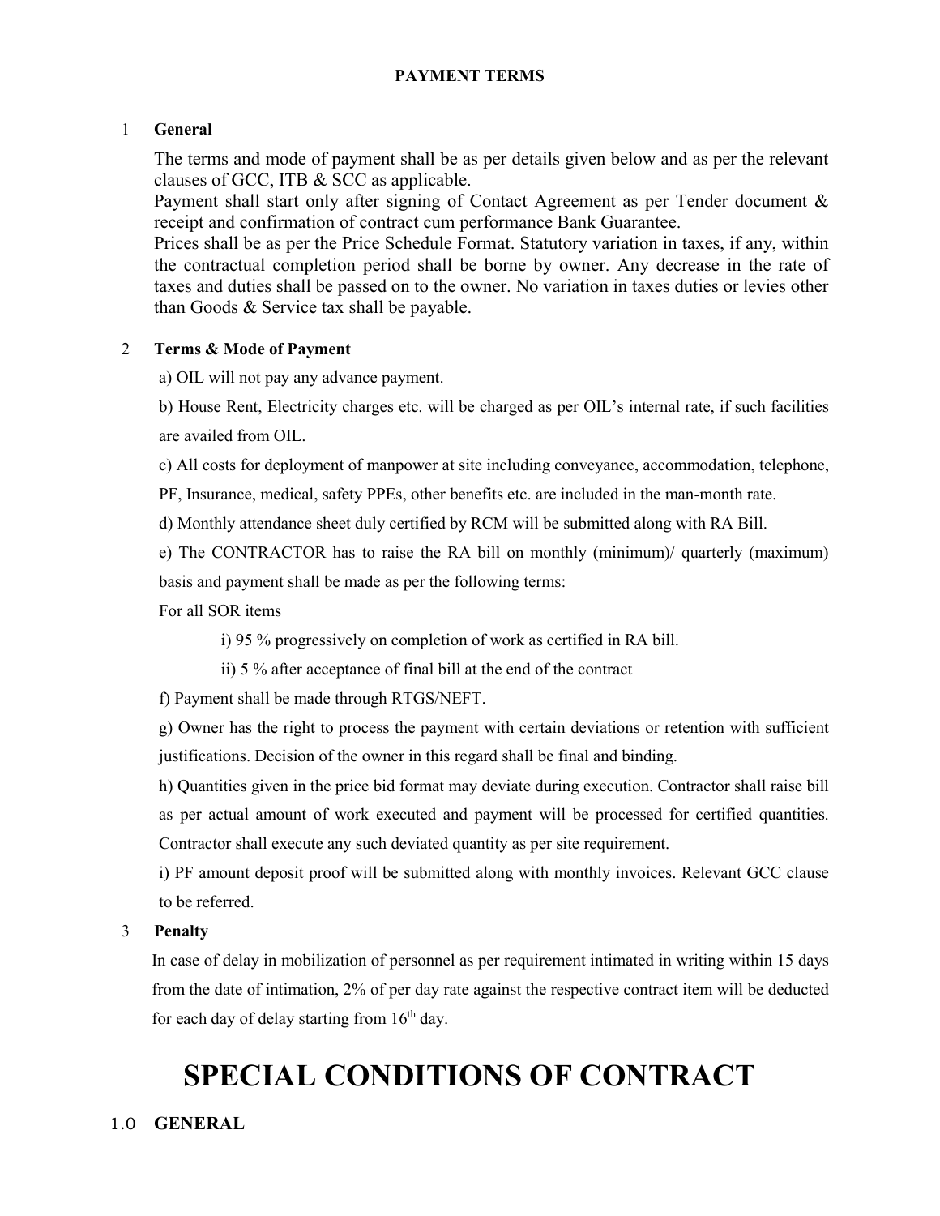## PAYMENT TERMS

### 1 General

The terms and mode of payment shall be as per details given below and as per the relevant clauses of GCC, ITB & SCC as applicable.

Payment shall start only after signing of Contact Agreement as per Tender document & receipt and confirmation of contract cum performance Bank Guarantee.

Prices shall be as per the Price Schedule Format. Statutory variation in taxes, if any, within the contractual completion period shall be borne by owner. Any decrease in the rate of taxes and duties shall be passed on to the owner. No variation in taxes duties or levies other than Goods & Service tax shall be payable.

### 2 Terms & Mode of Payment

a) OIL will not pay any advance payment.

b) House Rent, Electricity charges etc. will be charged as per OIL's internal rate, if such facilities are availed from OIL.

c) All costs for deployment of manpower at site including conveyance, accommodation, telephone, PF, Insurance, medical, safety PPEs, other benefits etc. are included in the man-month rate.

d) Monthly attendance sheet duly certified by RCM will be submitted along with RA Bill.

e) The CONTRACTOR has to raise the RA bill on monthly (minimum)/ quarterly (maximum) basis and payment shall be made as per the following terms:

For all SOR items

- i) 95 % progressively on completion of work as certified in RA bill.
- ii) 5 % after acceptance of final bill at the end of the contract

f) Payment shall be made through RTGS/NEFT.

g) Owner has the right to process the payment with certain deviations or retention with sufficient justifications. Decision of the owner in this regard shall be final and binding.

h) Quantities given in the price bid format may deviate during execution. Contractor shall raise bill as per actual amount of work executed and payment will be processed for certified quantities. Contractor shall execute any such deviated quantity as per site requirement.

i) PF amount deposit proof will be submitted along with monthly invoices. Relevant GCC clause to be referred.

### 3 Penalty

In case of delay in mobilization of personnel as per requirement intimated in writing within 15 days from the date of intimation, 2% of per day rate against the respective contract item will be deducted for each day of delay starting from 16th day.

# SPECIAL CONDITIONS OF CONTRACT

## 1.0 GENERAL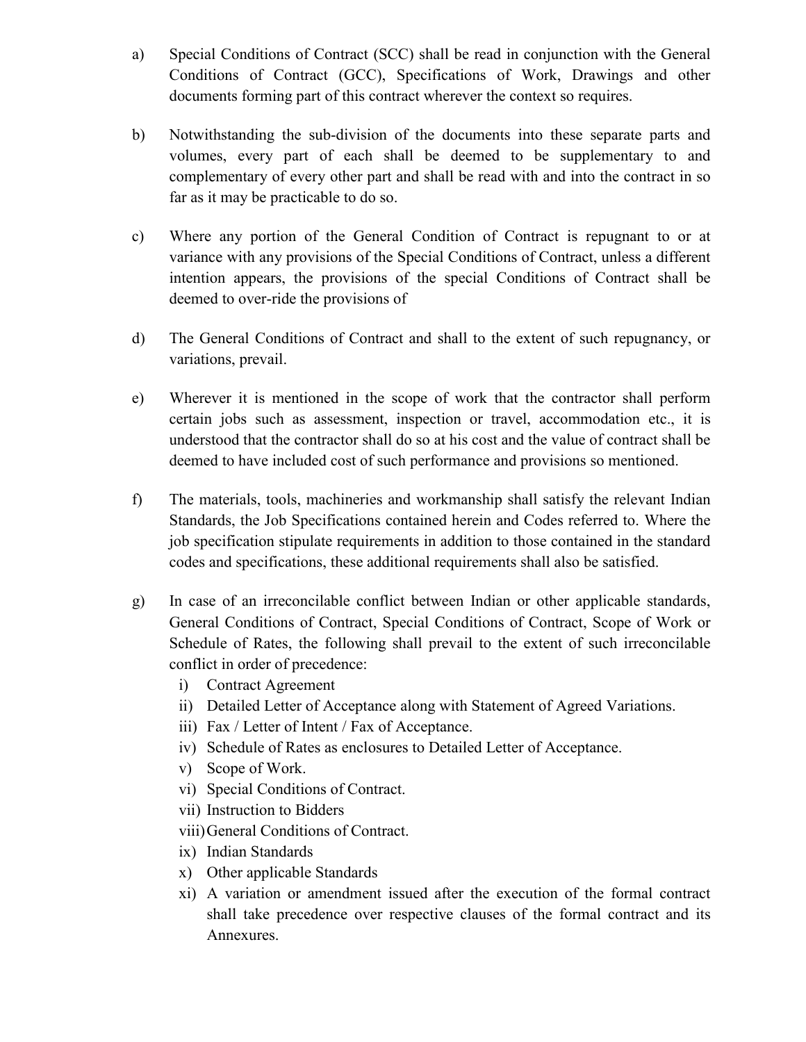a) Special Conditions of Contract (SCC) shall be read in conjunction with the General Conditions of Contract (GCC), Specifications of Work, Drawings and other documents forming part of this contract wherever the context so requires.

b) Notwithstanding the sub-division of the documents into these separate parts and volumes, every part of each shall be deemed to be supplementary to and complementary of every other part and shall be read with and into the contract in so far as it may be practicable to do so.

c) Where any portion of the General Condition of Contract is repugnant to or at variance with any provisions of the Special Conditions of Contract, unless a different intention appears, the provisions of the special Conditions of Contract shall be deemed to over-ride the provisions of

d) The General Conditions of Contract and shall to the extent of such repugnancy, or variations, prevail.

e) Wherever it is mentioned in the scope of work that the contractor shall perform certain jobs such as assessment, inspection or travel, accommodation etc., it is understood that the contractor shall do so at his cost and the value of contract shall be deemed to have included cost of such performance and provisions so mentioned.

f) The materials, tools, machineries and workmanship shall satisfy the relevant Indian Standards, the Job Specifications contained herein and Codes referred to. Where the job specification stipulate requirements in addition to those contained in the standard codes and specifications, these additional requirements shall also be satisfied.

g) In case of an irreconcilable conflict between Indian or other applicable standards, General Conditions of Contract, Special Conditions of Contract, Scope of Work or Schedule of Rates, the following shall prevail to the extent of such irreconcilable conflict in order of precedence:
   i) Contract Agreement
   ii) Detailed Letter of Acceptance along with Statement of Agreed Variations.
   iii) Fax / Letter of Intent / Fax of Acceptance.
   iv) Schedule of Rates as enclosures to Detailed Letter of Acceptance.
   v) Scope of Work.
   vi) Special Conditions of Contract.
   vii) Instruction to Bidders
   viii) General Conditions of Contract.
   ix) Indian Standards
   x) Other applicable Standards
   xi) A variation or amendment issued after the execution of the formal contract shall take precedence over respective clauses of the formal contract and its Annexures.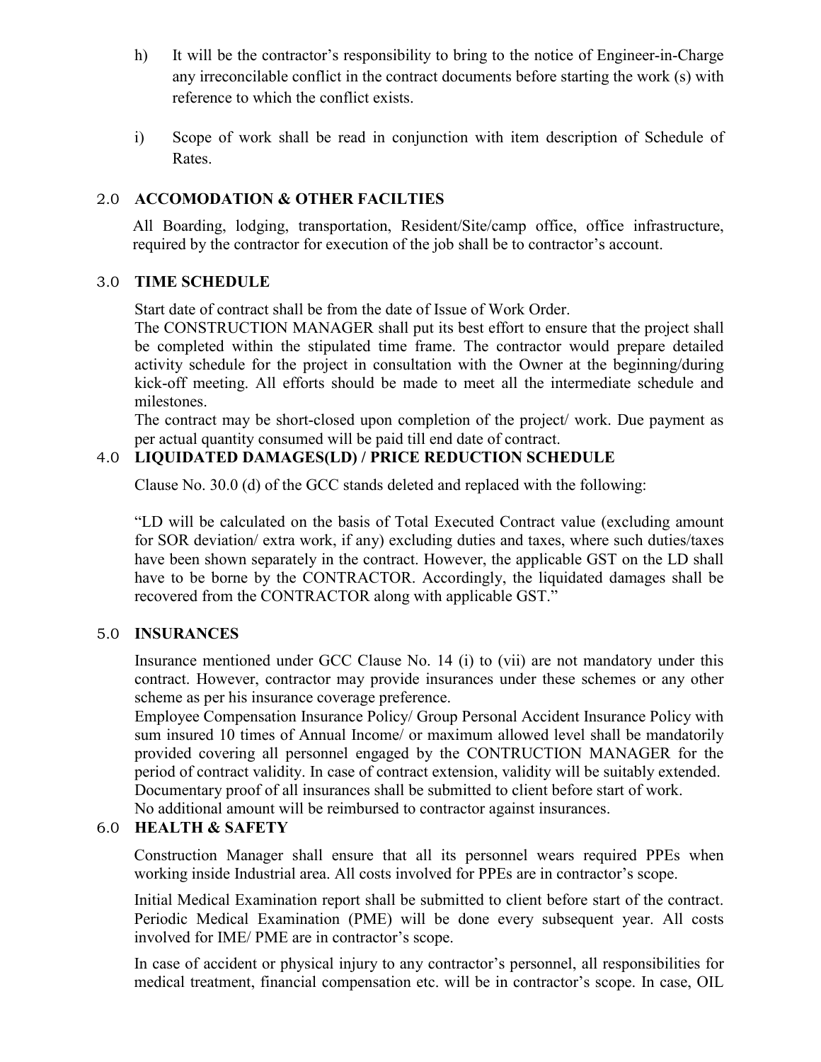h) It will be the contractor's responsibility to bring to the notice of Engineer-in-Charge any irreconcilable conflict in the contract documents before starting the work (s) with reference to which the conflict exists.

i) Scope of work shall be read in conjunction with item description of Schedule of Rates.

## 2.0 ACCOMODATION & OTHER FACILTIES

All Boarding, lodging, transportation, Resident/Site/camp office, office infrastructure, required by the contractor for execution of the job shall be to contractor's account.

## 3.0 TIME SCHEDULE

Start date of contract shall be from the date of Issue of Work Order.

The CONSTRUCTION MANAGER shall put its best effort to ensure that the project shall be completed within the stipulated time frame. The contractor would prepare detailed activity schedule for the project in consultation with the Owner at the beginning/during kick-off meeting. All efforts should be made to meet all the intermediate schedule and milestones.

The contract may be short-closed upon completion of the project/ work. Due payment as per actual quantity consumed will be paid till end date of contract.

## 4.0 LIQUIDATED DAMAGES(LD) / PRICE REDUCTION SCHEDULE

Clause No. 30.0 (d) of the GCC stands deleted and replaced with the following:

"LD will be calculated on the basis of Total Executed Contract value (excluding amount for SOR deviation/ extra work, if any) excluding duties and taxes, where such duties/taxes have been shown separately in the contract. However, the applicable GST on the LD shall have to be borne by the CONTRACTOR. Accordingly, the liquidated damages shall be recovered from the CONTRACTOR along with applicable GST."

## 5.0 INSURANCES

Insurance mentioned under GCC Clause No. 14 (i) to (vii) are not mandatory under this contract. However, contractor may provide insurances under these schemes or any other scheme as per his insurance coverage preference.

Employee Compensation Insurance Policy/ Group Personal Accident Insurance Policy with sum insured 10 times of Annual Income/ or maximum allowed level shall be mandatorily provided covering all personnel engaged by the CONTRUCTION MANAGER for the period of contract validity. In case of contract extension, validity will be suitably extended.

Documentary proof of all insurances shall be submitted to client before start of work.

No additional amount will be reimbursed to contractor against insurances.

## 6.0 HEALTH & SAFETY

Construction Manager shall ensure that all its personnel wears required PPEs when working inside Industrial area. All costs involved for PPEs are in contractor's scope.

Initial Medical Examination report shall be submitted to client before start of the contract. Periodic Medical Examination (PME) will be done every subsequent year. All costs involved for IME/ PME are in contractor's scope.

In case of accident or physical injury to any contractor's personnel, all responsibilities for medical treatment, financial compensation etc. will be in contractor's scope. In case, OIL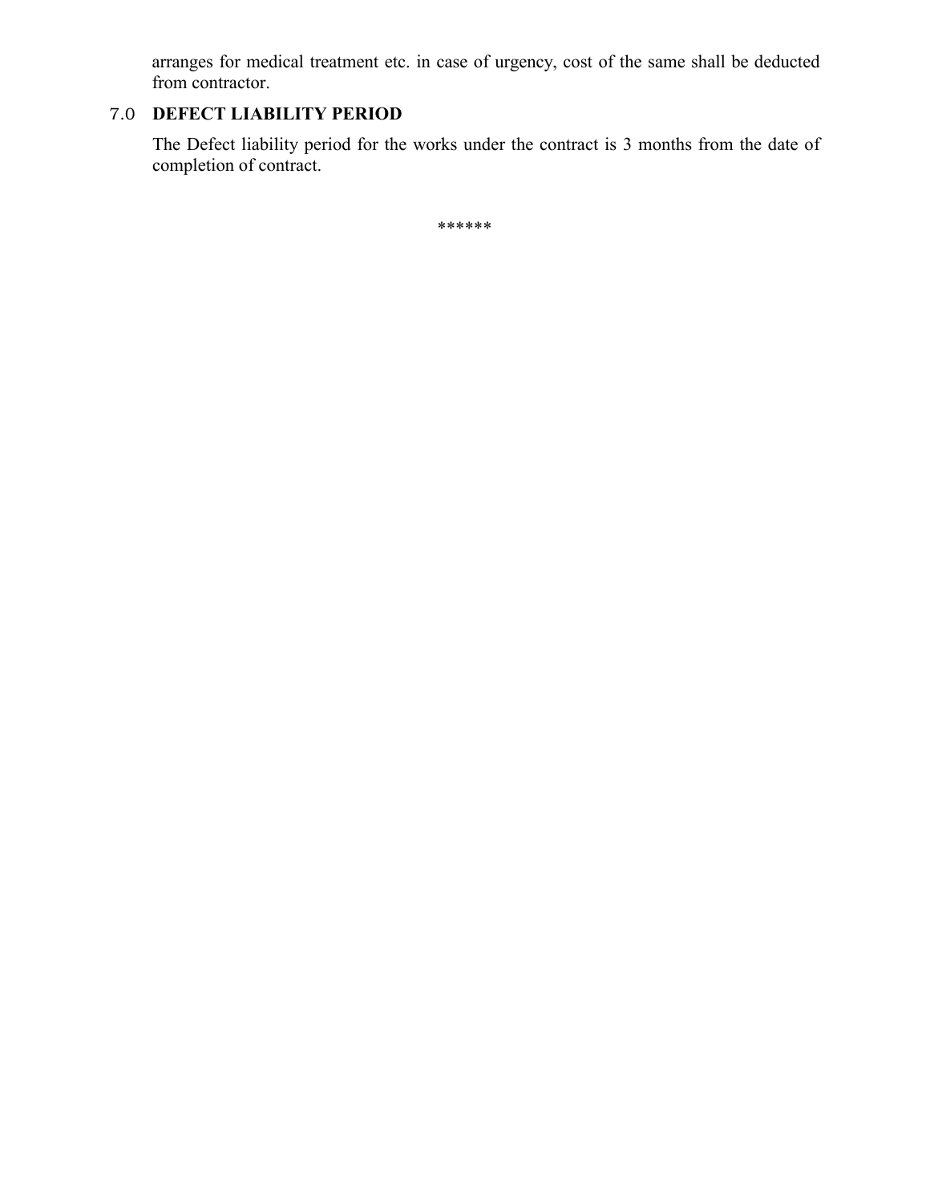arranges for medical treatment etc. in case of urgency, cost of the same shall be deducted from contractor.

## 7.0 DEFECT LIABILITY PERIOD

The Defect liability period for the works under the contract is 3 months from the date of completion of contract.

******